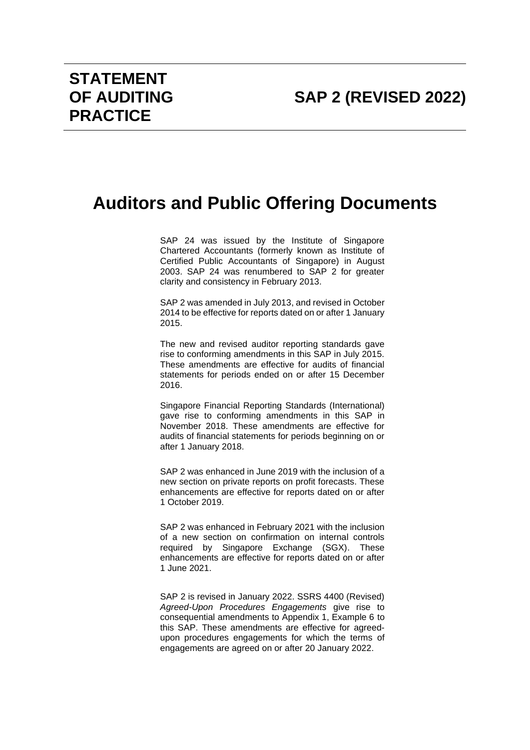**STATEMENT OF AUDITING PRACTICE**

**SAP 2 (REVISED 2022)**

# Auditors and Public Offering Documents

SAP 24 was issued by the Institute of Singapore Chartered Accountants (formerly known as Institute of Certified Public Accountants of Singapore) in August 2003. SAP 24 was renumbered to SAP 2 for greater clarity and consistency in February 2013.

SAP 2 was amended in July 2013, and revised in October 2014 to be effective for reports dated on or after 1 January 2015.

The new and revised auditor reporting standards gave rise to conforming amendments in this SAP in July 2015. These amendments are effective for audits of financial statements for periods ended on or after 15 December 2016.

Singapore Financial Reporting Standards (International) gave rise to conforming amendments in this SAP in November 2018. These amendments are effective for audits of financial statements for periods beginning on or after 1 January 2018.

SAP 2 was enhanced in June 2019 with the inclusion of a new section on private reports on profit forecasts. These enhancements are effective for reports dated on or after 1 October 2019.

SAP 2 was enhanced in February 2021 with the inclusion of a new section on confirmation on internal controls required by Singapore Exchange (SGX). These enhancements are effective for reports dated on or after 1 June 2021.

SAP 2 is revised in January 2022. SSRS 4400 (Revised) *Agreed-Upon Procedures Engagements* give rise to consequential amendments to Appendix 1, Example 6 to this SAP. These amendments are effective for agreed-upon procedures engagements for which the terms of engagements are agreed on or after 20 January 2022.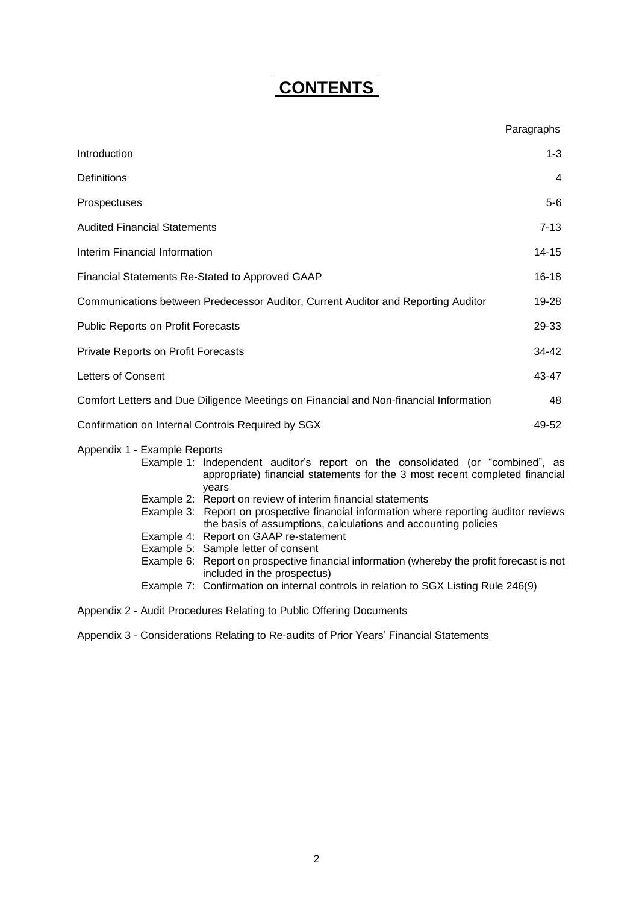# CONTENTS

| | Paragraphs |
|---|---|
| Introduction | 1-3 |
| Definitions | 4 |
| Prospectuses | 5-6 |
| Audited Financial Statements | 7-13 |
| Interim Financial Information | 14-15 |
| Financial Statements Re-Stated to Approved GAAP | 16-18 |
| Communications between Predecessor Auditor, Current Auditor and Reporting Auditor | 19-28 |
| Public Reports on Profit Forecasts | 29-33 |
| Private Reports on Profit Forecasts | 34-42 |
| Letters of Consent | 43-47 |
| Comfort Letters and Due Diligence Meetings on Financial and Non-financial Information | 48 |
| Confirmation on Internal Controls Required by SGX | 49-52 |

Appendix 1 - Example Reports

- Example 1: Independent auditor's report on the consolidated (or "combined", as appropriate) financial statements for the 3 most recent completed financial years
- Example 2: Report on review of interim financial statements
- Example 3: Report on prospective financial information where reporting auditor reviews the basis of assumptions, calculations and accounting policies
- Example 4: Report on GAAP re-statement
- Example 5: Sample letter of consent
- Example 6: Report on prospective financial information (whereby the profit forecast is not included in the prospectus)
- Example 7: Confirmation on internal controls in relation to SGX Listing Rule 246(9)

Appendix 2 - Audit Procedures Relating to Public Offering Documents

Appendix 3 - Considerations Relating to Re-audits of Prior Years' Financial Statements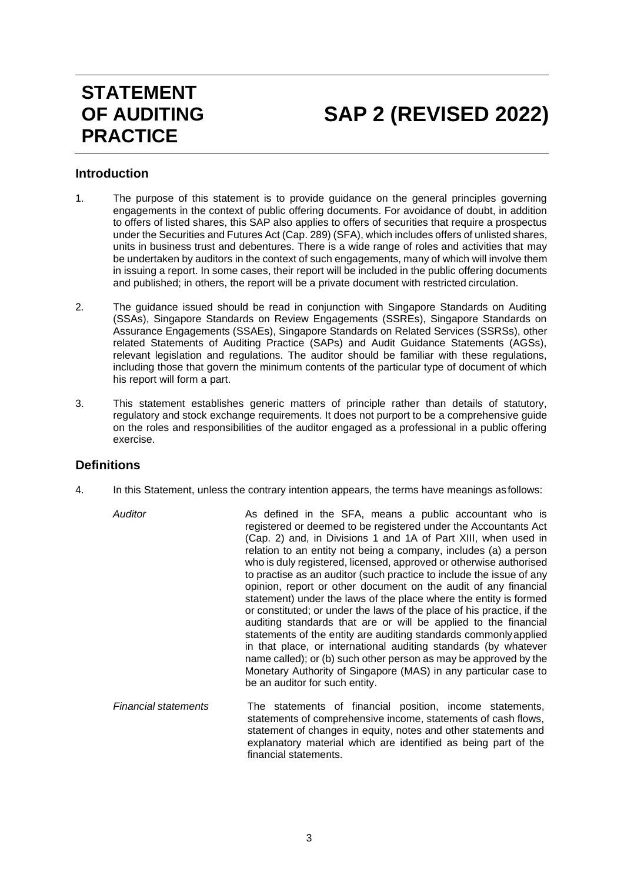# STATEMENT OF AUDITING PRACTICE

# SAP 2 (REVISED 2022)

## Introduction

1. The purpose of this statement is to provide guidance on the general principles governing engagements in the context of public offering documents. For avoidance of doubt, in addition to offers of listed shares, this SAP also applies to offers of securities that require a prospectus under the Securities and Futures Act (Cap. 289) (SFA), which includes offers of unlisted shares, units in business trust and debentures. There is a wide range of roles and activities that may be undertaken by auditors in the context of such engagements, many of which will involve them in issuing a report. In some cases, their report will be included in the public offering documents and published; in others, the report will be a private document with restricted circulation.

2. The guidance issued should be read in conjunction with Singapore Standards on Auditing (SSAs), Singapore Standards on Review Engagements (SSREs), Singapore Standards on Assurance Engagements (SSAEs), Singapore Standards on Related Services (SSRSs), other related Statements of Auditing Practice (SAPs) and Audit Guidance Statements (AGSs), relevant legislation and regulations. The auditor should be familiar with these regulations, including those that govern the minimum contents of the particular type of document of which his report will form a part.

3. This statement establishes generic matters of principle rather than details of statutory, regulatory and stock exchange requirements. It does not purport to be a comprehensive guide on the roles and responsibilities of the auditor engaged as a professional in a public offering exercise.

## Definitions

4. In this Statement, unless the contrary intention appears, the terms have meanings as follows:

| | |
|---|---|
| *Auditor* | As defined in the SFA, means a public accountant who is registered or deemed to be registered under the Accountants Act (Cap. 2) and, in Divisions 1 and 1A of Part XIII, when used in relation to an entity not being a company, includes (a) a person who is duly registered, licensed, approved or otherwise authorised to practise as an auditor (such practice to include the issue of any opinion, report or other document on the audit of any financial statement) under the laws of the place where the entity is formed or constituted; or under the laws of the place of his practice, if the auditing standards that are or will be applied to the financial statements of the entity are auditing standards commonly applied in that place, or international auditing standards (by whatever name called); or (b) such other person as may be approved by the Monetary Authority of Singapore (MAS) in any particular case to be an auditor for such entity. |
| *Financial statements* | The statements of financial position, income statements, statements of comprehensive income, statements of cash flows, statement of changes in equity, notes and other statements and explanatory material which are identified as being part of the financial statements. |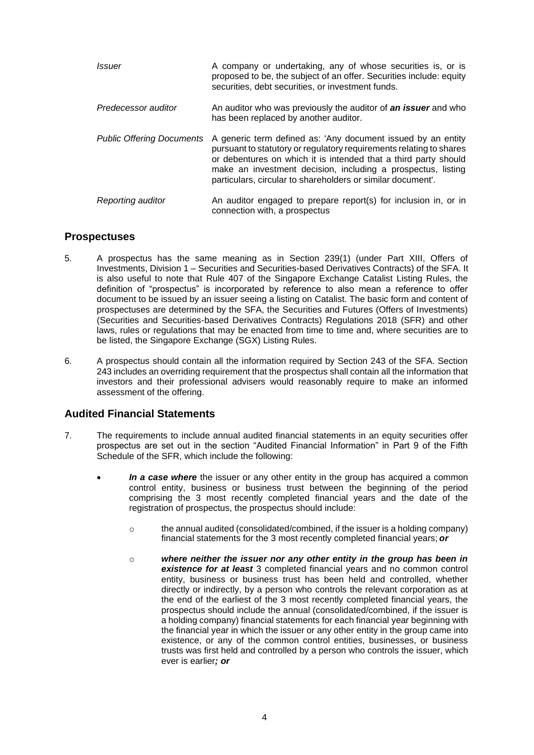| | |
|---|---|
| *Issuer* | A company or undertaking, any of whose securities is, or is proposed to be, the subject of an offer. Securities include: equity securities, debt securities, or investment funds. |
| *Predecessor auditor* | An auditor who was previously the auditor of ***an issuer*** and who has been replaced by another auditor. |
| *Public Offering Documents* | A generic term defined as: 'Any document issued by an entity pursuant to statutory or regulatory requirements relating to shares or debentures on which it is intended that a third party should make an investment decision, including a prospectus, listing particulars, circular to shareholders or similar document'. |
| *Reporting auditor* | An auditor engaged to prepare report(s) for inclusion in, or in connection with, a prospectus |

## Prospectuses

5. A prospectus has the same meaning as in Section 239(1) (under Part XIII, Offers of Investments, Division 1 – Securities and Securities-based Derivatives Contracts) of the SFA. It is also useful to note that Rule 407 of the Singapore Exchange Catalist Listing Rules, the definition of "prospectus" is incorporated by reference to also mean a reference to offer document to be issued by an issuer seeing a listing on Catalist. The basic form and content of prospectuses are determined by the SFA, the Securities and Futures (Offers of Investments) (Securities and Securities-based Derivatives Contracts) Regulations 2018 (SFR) and other laws, rules or regulations that may be enacted from time to time and, where securities are to be listed, the Singapore Exchange (SGX) Listing Rules.

6. A prospectus should contain all the information required by Section 243 of the SFA. Section 243 includes an overriding requirement that the prospectus shall contain all the information that investors and their professional advisers would reasonably require to make an informed assessment of the offering.

## Audited Financial Statements

7. The requirements to include annual audited financial statements in an equity securities offer prospectus are set out in the section "Audited Financial Information" in Part 9 of the Fifth Schedule of the SFR, which include the following:

   - ***In a case where*** the issuer or any other entity in the group has acquired a common control entity, business or business trust between the beginning of the period comprising the 3 most recently completed financial years and the date of the registration of prospectus, the prospectus should include:

     - the annual audited (consolidated/combined, if the issuer is a holding company) financial statements for the 3 most recently completed financial years; ***or***

     - ***where neither the issuer nor any other entity in the group has been in existence for at least*** 3 completed financial years and no common control entity, business or business trust has been held and controlled, whether directly or indirectly, by a person who controls the relevant corporation as at the end of the earliest of the 3 most recently completed financial years, the prospectus should include the annual (consolidated/combined, if the issuer is a holding company) financial statements for each financial year beginning with the financial year in which the issuer or any other entity in the group came into existence, or any of the common control entities, businesses, or business trusts was first held and controlled by a person who controls the issuer, which ever is earlier***; or***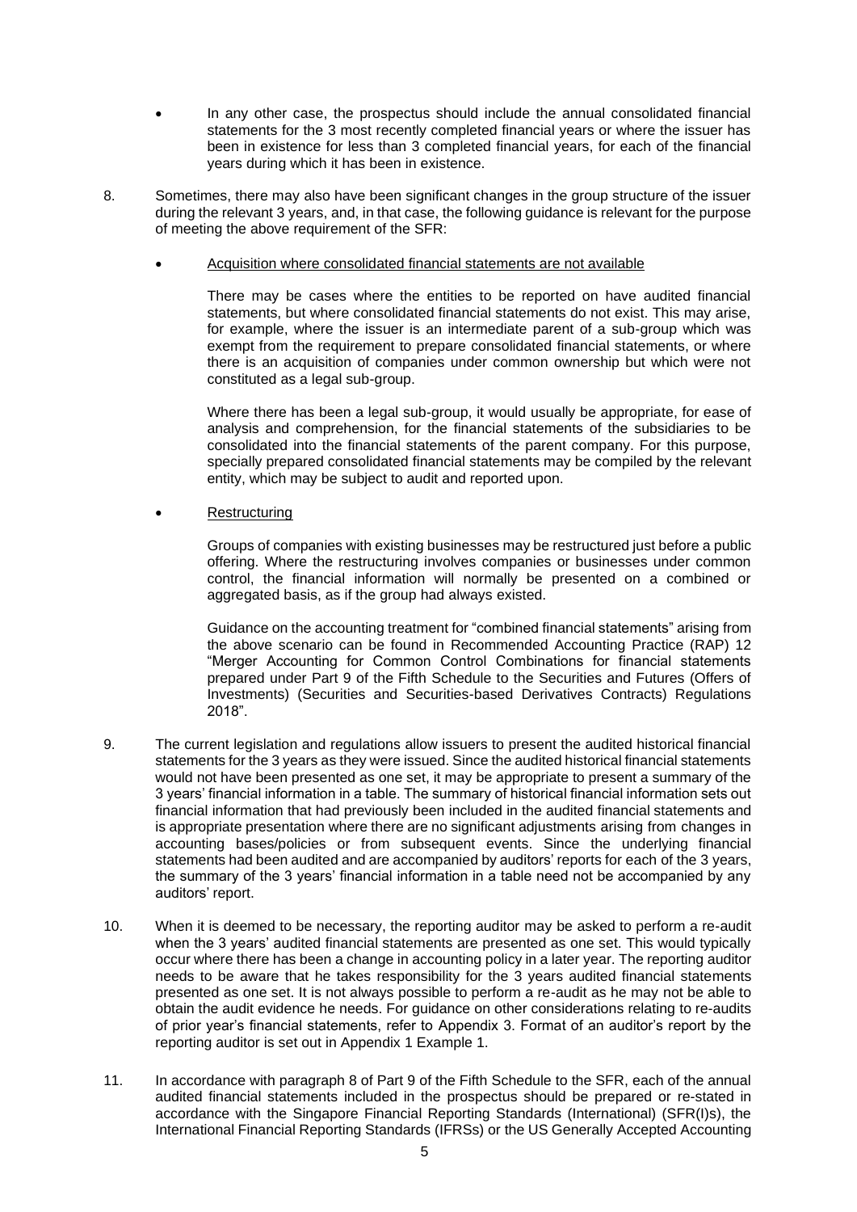- In any other case, the prospectus should include the annual consolidated financial statements for the 3 most recently completed financial years or where the issuer has been in existence for less than 3 completed financial years, for each of the financial years during which it has been in existence.

8. Sometimes, there may also have been significant changes in the group structure of the issuer during the relevant 3 years, and, in that case, the following guidance is relevant for the purpose of meeting the above requirement of the SFR:

   - Acquisition where consolidated financial statements are not available

     There may be cases where the entities to be reported on have audited financial statements, but where consolidated financial statements do not exist. This may arise, for example, where the issuer is an intermediate parent of a sub-group which was exempt from the requirement to prepare consolidated financial statements, or where there is an acquisition of companies under common ownership but which were not constituted as a legal sub-group.

     Where there has been a legal sub-group, it would usually be appropriate, for ease of analysis and comprehension, for the financial statements of the subsidiaries to be consolidated into the financial statements of the parent company. For this purpose, specially prepared consolidated financial statements may be compiled by the relevant entity, which may be subject to audit and reported upon.

   - Restructuring

     Groups of companies with existing businesses may be restructured just before a public offering. Where the restructuring involves companies or businesses under common control, the financial information will normally be presented on a combined or aggregated basis, as if the group had always existed.

     Guidance on the accounting treatment for "combined financial statements" arising from the above scenario can be found in Recommended Accounting Practice (RAP) 12 "Merger Accounting for Common Control Combinations for financial statements prepared under Part 9 of the Fifth Schedule to the Securities and Futures (Offers of Investments) (Securities and Securities-based Derivatives Contracts) Regulations 2018".

9. The current legislation and regulations allow issuers to present the audited historical financial statements for the 3 years as they were issued. Since the audited historical financial statements would not have been presented as one set, it may be appropriate to present a summary of the 3 years' financial information in a table. The summary of historical financial information sets out financial information that had previously been included in the audited financial statements and is appropriate presentation where there are no significant adjustments arising from changes in accounting bases/policies or from subsequent events. Since the underlying financial statements had been audited and are accompanied by auditors' reports for each of the 3 years, the summary of the 3 years' financial information in a table need not be accompanied by any auditors' report.

10. When it is deemed to be necessary, the reporting auditor may be asked to perform a re-audit when the 3 years' audited financial statements are presented as one set. This would typically occur where there has been a change in accounting policy in a later year. The reporting auditor needs to be aware that he takes responsibility for the 3 years audited financial statements presented as one set. It is not always possible to perform a re-audit as he may not be able to obtain the audit evidence he needs. For guidance on other considerations relating to re-audits of prior year's financial statements, refer to Appendix 3. Format of an auditor's report by the reporting auditor is set out in Appendix 1 Example 1.

11. In accordance with paragraph 8 of Part 9 of the Fifth Schedule to the SFR, each of the annual audited financial statements included in the prospectus should be prepared or re-stated in accordance with the Singapore Financial Reporting Standards (International) (SFR(I)s), the International Financial Reporting Standards (IFRSs) or the US Generally Accepted Accounting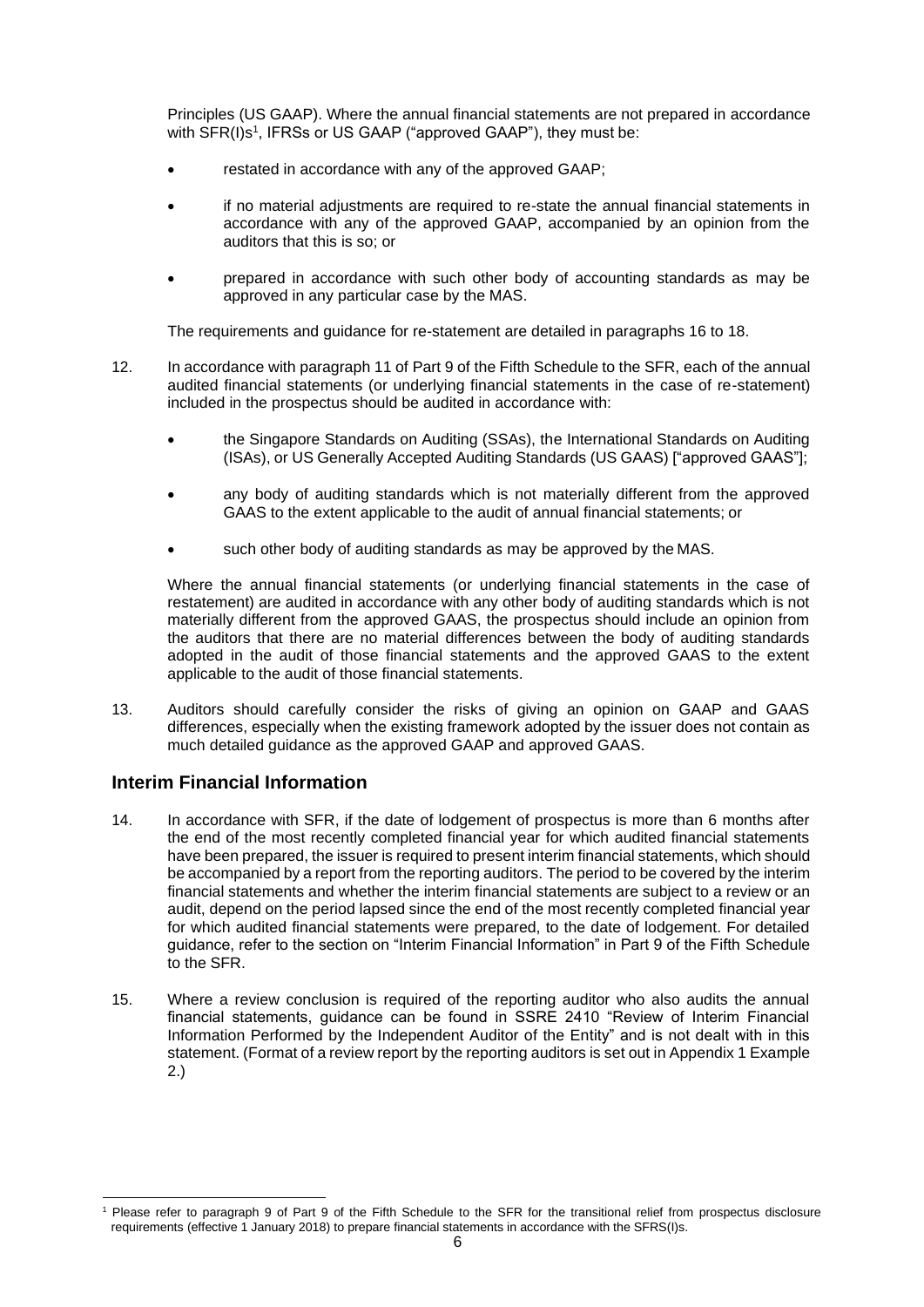Principles (US GAAP). Where the annual financial statements are not prepared in accordance with SFR(I)s[1], IFRSs or US GAAP ("approved GAAP"), they must be:

- restated in accordance with any of the approved GAAP;
- if no material adjustments are required to re-state the annual financial statements in accordance with any of the approved GAAP, accompanied by an opinion from the auditors that this is so; or
- prepared in accordance with such other body of accounting standards as may be approved in any particular case by the MAS.

The requirements and guidance for re-statement are detailed in paragraphs 16 to 18.

12. In accordance with paragraph 11 of Part 9 of the Fifth Schedule to the SFR, each of the annual audited financial statements (or underlying financial statements in the case of re-statement) included in the prospectus should be audited in accordance with:

- the Singapore Standards on Auditing (SSAs), the International Standards on Auditing (ISAs), or US Generally Accepted Auditing Standards (US GAAS) ["approved GAAS"];
- any body of auditing standards which is not materially different from the approved GAAS to the extent applicable to the audit of annual financial statements; or
- such other body of auditing standards as may be approved by the MAS.

Where the annual financial statements (or underlying financial statements in the case of restatement) are audited in accordance with any other body of auditing standards which is not materially different from the approved GAAS, the prospectus should include an opinion from the auditors that there are no material differences between the body of auditing standards adopted in the audit of those financial statements and the approved GAAS to the extent applicable to the audit of those financial statements.

13. Auditors should carefully consider the risks of giving an opinion on GAAP and GAAS differences, especially when the existing framework adopted by the issuer does not contain as much detailed guidance as the approved GAAP and approved GAAS.

## Interim Financial Information

14. In accordance with SFR, if the date of lodgement of prospectus is more than 6 months after the end of the most recently completed financial year for which audited financial statements have been prepared, the issuer is required to present interim financial statements, which should be accompanied by a report from the reporting auditors. The period to be covered by the interim financial statements and whether the interim financial statements are subject to a review or an audit, depend on the period lapsed since the end of the most recently completed financial year for which audited financial statements were prepared, to the date of lodgement. For detailed guidance, refer to the section on "Interim Financial Information" in Part 9 of the Fifth Schedule to the SFR.

15. Where a review conclusion is required of the reporting auditor who also audits the annual financial statements, guidance can be found in SSRE 2410 "Review of Interim Financial Information Performed by the Independent Auditor of the Entity" and is not dealt with in this statement. (Format of a review report by the reporting auditors is set out in Appendix 1 Example 2.)

---

[1] Please refer to paragraph 9 of Part 9 of the Fifth Schedule to the SFR for the transitional relief from prospectus disclosure requirements (effective 1 January 2018) to prepare financial statements in accordance with the SFRS(I)s.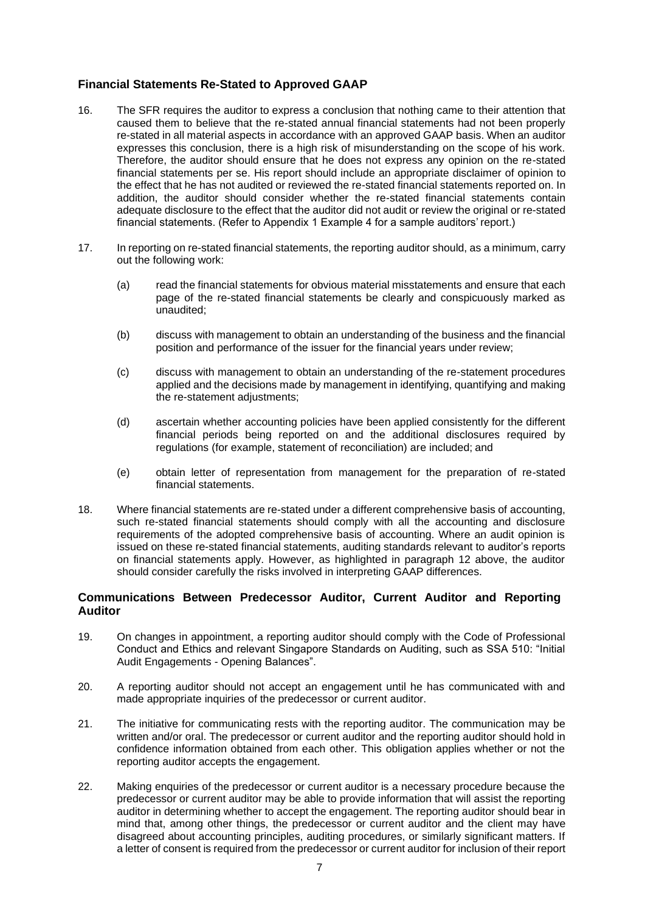## Financial Statements Re-Stated to Approved GAAP

16. The SFR requires the auditor to express a conclusion that nothing came to their attention that caused them to believe that the re-stated annual financial statements had not been properly re-stated in all material aspects in accordance with an approved GAAP basis. When an auditor expresses this conclusion, there is a high risk of misunderstanding on the scope of his work. Therefore, the auditor should ensure that he does not express any opinion on the re-stated financial statements per se. His report should include an appropriate disclaimer of opinion to the effect that he has not audited or reviewed the re-stated financial statements reported on. In addition, the auditor should consider whether the re-stated financial statements contain adequate disclosure to the effect that the auditor did not audit or review the original or re-stated financial statements. (Refer to Appendix 1 Example 4 for a sample auditors' report.)

17. In reporting on re-stated financial statements, the reporting auditor should, as a minimum, carry out the following work:

    (a) read the financial statements for obvious material misstatements and ensure that each page of the re-stated financial statements be clearly and conspicuously marked as unaudited;

    (b) discuss with management to obtain an understanding of the business and the financial position and performance of the issuer for the financial years under review;

    (c) discuss with management to obtain an understanding of the re-statement procedures applied and the decisions made by management in identifying, quantifying and making the re-statement adjustments;

    (d) ascertain whether accounting policies have been applied consistently for the different financial periods being reported on and the additional disclosures required by regulations (for example, statement of reconciliation) are included; and

    (e) obtain letter of representation from management for the preparation of re-stated financial statements.

18. Where financial statements are re-stated under a different comprehensive basis of accounting, such re-stated financial statements should comply with all the accounting and disclosure requirements of the adopted comprehensive basis of accounting. Where an audit opinion is issued on these re-stated financial statements, auditing standards relevant to auditor's reports on financial statements apply. However, as highlighted in paragraph 12 above, the auditor should consider carefully the risks involved in interpreting GAAP differences.

## Communications Between Predecessor Auditor, Current Auditor and Reporting Auditor

19. On changes in appointment, a reporting auditor should comply with the Code of Professional Conduct and Ethics and relevant Singapore Standards on Auditing, such as SSA 510: "Initial Audit Engagements - Opening Balances".

20. A reporting auditor should not accept an engagement until he has communicated with and made appropriate inquiries of the predecessor or current auditor.

21. The initiative for communicating rests with the reporting auditor. The communication may be written and/or oral. The predecessor or current auditor and the reporting auditor should hold in confidence information obtained from each other. This obligation applies whether or not the reporting auditor accepts the engagement.

22. Making enquiries of the predecessor or current auditor is a necessary procedure because the predecessor or current auditor may be able to provide information that will assist the reporting auditor in determining whether to accept the engagement. The reporting auditor should bear in mind that, among other things, the predecessor or current auditor and the client may have disagreed about accounting principles, auditing procedures, or similarly significant matters. If a letter of consent is required from the predecessor or current auditor for inclusion of their report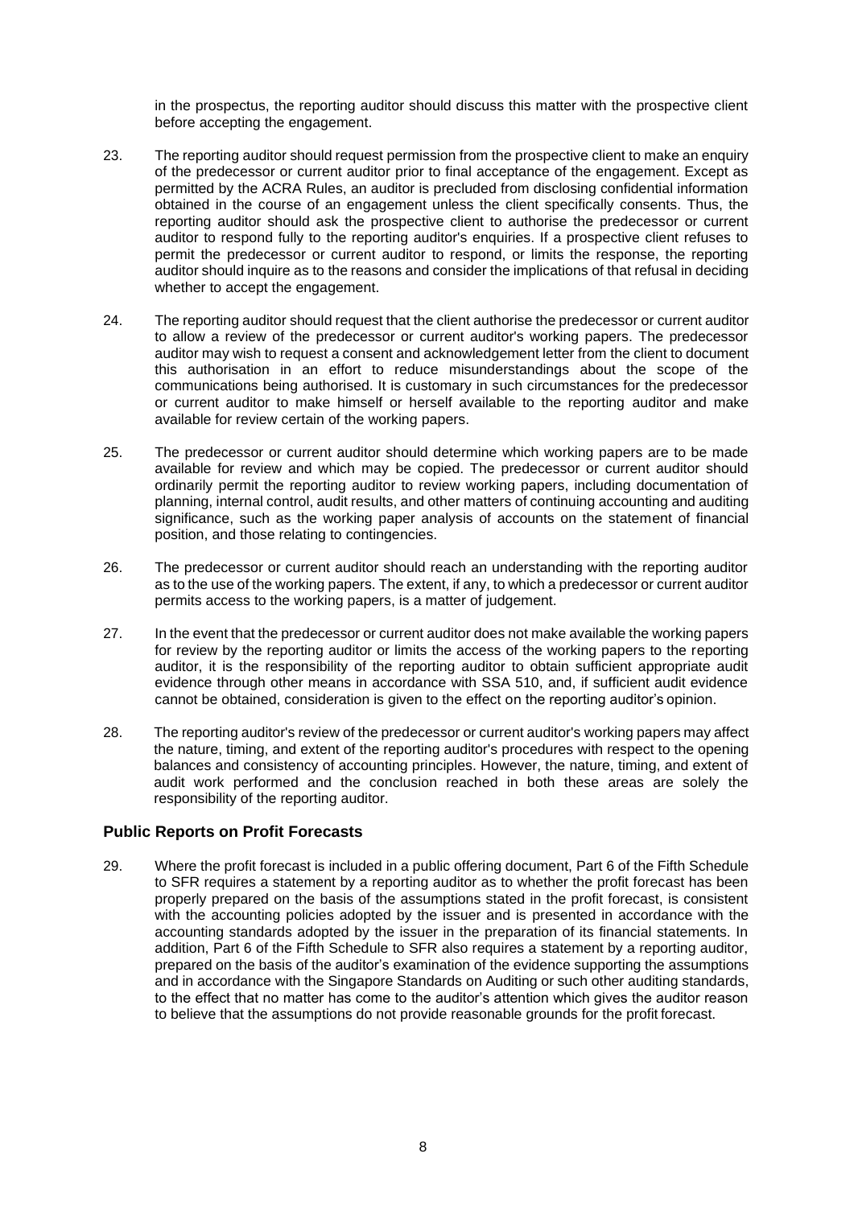in the prospectus, the reporting auditor should discuss this matter with the prospective client before accepting the engagement.

23. The reporting auditor should request permission from the prospective client to make an enquiry of the predecessor or current auditor prior to final acceptance of the engagement. Except as permitted by the ACRA Rules, an auditor is precluded from disclosing confidential information obtained in the course of an engagement unless the client specifically consents. Thus, the reporting auditor should ask the prospective client to authorise the predecessor or current auditor to respond fully to the reporting auditor's enquiries. If a prospective client refuses to permit the predecessor or current auditor to respond, or limits the response, the reporting auditor should inquire as to the reasons and consider the implications of that refusal in deciding whether to accept the engagement.

24. The reporting auditor should request that the client authorise the predecessor or current auditor to allow a review of the predecessor or current auditor's working papers. The predecessor auditor may wish to request a consent and acknowledgement letter from the client to document this authorisation in an effort to reduce misunderstandings about the scope of the communications being authorised. It is customary in such circumstances for the predecessor or current auditor to make himself or herself available to the reporting auditor and make available for review certain of the working papers.

25. The predecessor or current auditor should determine which working papers are to be made available for review and which may be copied. The predecessor or current auditor should ordinarily permit the reporting auditor to review working papers, including documentation of planning, internal control, audit results, and other matters of continuing accounting and auditing significance, such as the working paper analysis of accounts on the statement of financial position, and those relating to contingencies.

26. The predecessor or current auditor should reach an understanding with the reporting auditor as to the use of the working papers. The extent, if any, to which a predecessor or current auditor permits access to the working papers, is a matter of judgement.

27. In the event that the predecessor or current auditor does not make available the working papers for review by the reporting auditor or limits the access of the working papers to the reporting auditor, it is the responsibility of the reporting auditor to obtain sufficient appropriate audit evidence through other means in accordance with SSA 510, and, if sufficient audit evidence cannot be obtained, consideration is given to the effect on the reporting auditor's opinion.

28. The reporting auditor's review of the predecessor or current auditor's working papers may affect the nature, timing, and extent of the reporting auditor's procedures with respect to the opening balances and consistency of accounting principles. However, the nature, timing, and extent of audit work performed and the conclusion reached in both these areas are solely the responsibility of the reporting auditor.

### Public Reports on Profit Forecasts

29. Where the profit forecast is included in a public offering document, Part 6 of the Fifth Schedule to SFR requires a statement by a reporting auditor as to whether the profit forecast has been properly prepared on the basis of the assumptions stated in the profit forecast, is consistent with the accounting policies adopted by the issuer and is presented in accordance with the accounting standards adopted by the issuer in the preparation of its financial statements. In addition, Part 6 of the Fifth Schedule to SFR also requires a statement by a reporting auditor, prepared on the basis of the auditor's examination of the evidence supporting the assumptions and in accordance with the Singapore Standards on Auditing or such other auditing standards, to the effect that no matter has come to the auditor's attention which gives the auditor reason to believe that the assumptions do not provide reasonable grounds for the profit forecast.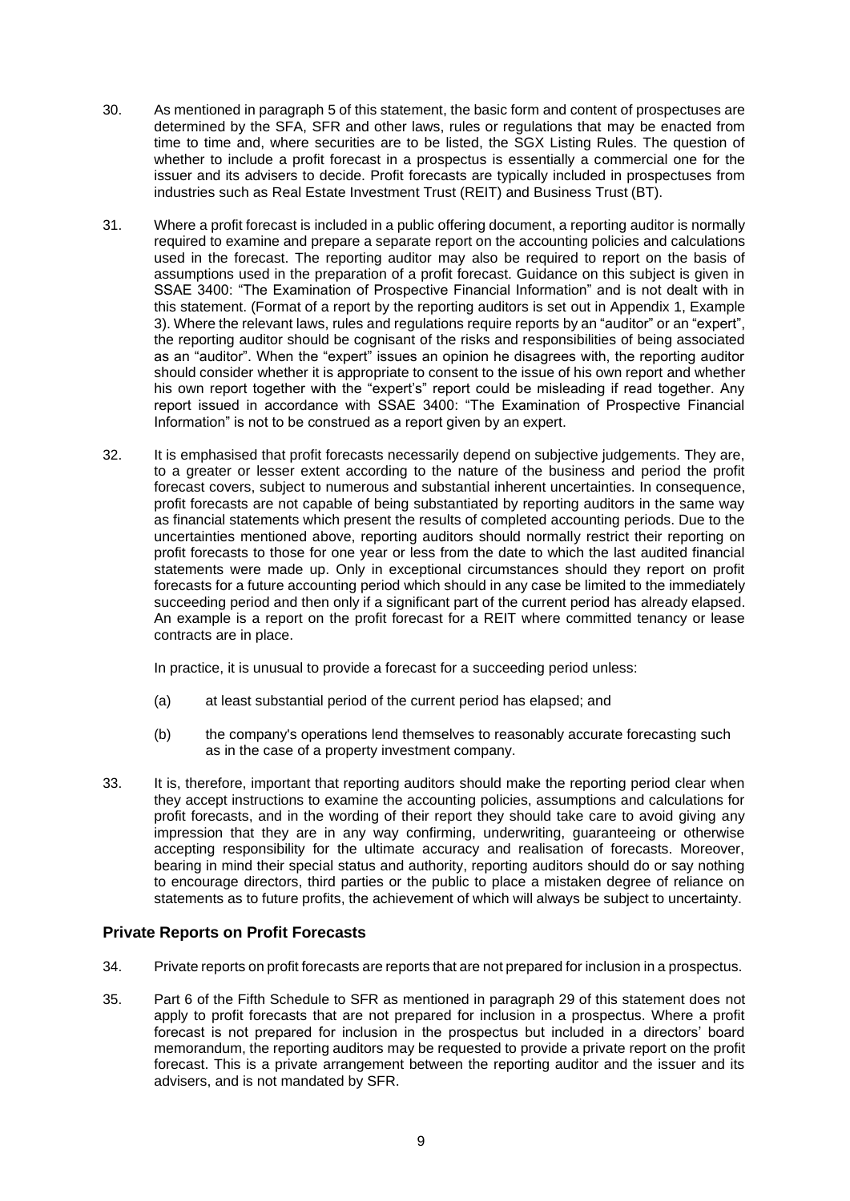30. As mentioned in paragraph 5 of this statement, the basic form and content of prospectuses are determined by the SFA, SFR and other laws, rules or regulations that may be enacted from time to time and, where securities are to be listed, the SGX Listing Rules. The question of whether to include a profit forecast in a prospectus is essentially a commercial one for the issuer and its advisers to decide. Profit forecasts are typically included in prospectuses from industries such as Real Estate Investment Trust (REIT) and Business Trust (BT).

31. Where a profit forecast is included in a public offering document, a reporting auditor is normally required to examine and prepare a separate report on the accounting policies and calculations used in the forecast. The reporting auditor may also be required to report on the basis of assumptions used in the preparation of a profit forecast. Guidance on this subject is given in SSAE 3400: "The Examination of Prospective Financial Information" and is not dealt with in this statement. (Format of a report by the reporting auditors is set out in Appendix 1, Example 3). Where the relevant laws, rules and regulations require reports by an "auditor" or an "expert", the reporting auditor should be cognisant of the risks and responsibilities of being associated as an "auditor". When the "expert" issues an opinion he disagrees with, the reporting auditor should consider whether it is appropriate to consent to the issue of his own report and whether his own report together with the "expert's" report could be misleading if read together. Any report issued in accordance with SSAE 3400: "The Examination of Prospective Financial Information" is not to be construed as a report given by an expert.

32. It is emphasised that profit forecasts necessarily depend on subjective judgements. They are, to a greater or lesser extent according to the nature of the business and period the profit forecast covers, subject to numerous and substantial inherent uncertainties. In consequence, profit forecasts are not capable of being substantiated by reporting auditors in the same way as financial statements which present the results of completed accounting periods. Due to the uncertainties mentioned above, reporting auditors should normally restrict their reporting on profit forecasts to those for one year or less from the date to which the last audited financial statements were made up. Only in exceptional circumstances should they report on profit forecasts for a future accounting period which should in any case be limited to the immediately succeeding period and then only if a significant part of the current period has already elapsed. An example is a report on the profit forecast for a REIT where committed tenancy or lease contracts are in place.

    In practice, it is unusual to provide a forecast for a succeeding period unless:

    (a) at least substantial period of the current period has elapsed; and

    (b) the company's operations lend themselves to reasonably accurate forecasting such as in the case of a property investment company.

33. It is, therefore, important that reporting auditors should make the reporting period clear when they accept instructions to examine the accounting policies, assumptions and calculations for profit forecasts, and in the wording of their report they should take care to avoid giving any impression that they are in any way confirming, underwriting, guaranteeing or otherwise accepting responsibility for the ultimate accuracy and realisation of forecasts. Moreover, bearing in mind their special status and authority, reporting auditors should do or say nothing to encourage directors, third parties or the public to place a mistaken degree of reliance on statements as to future profits, the achievement of which will always be subject to uncertainty.

## Private Reports on Profit Forecasts

34. Private reports on profit forecasts are reports that are not prepared for inclusion in a prospectus.

35. Part 6 of the Fifth Schedule to SFR as mentioned in paragraph 29 of this statement does not apply to profit forecasts that are not prepared for inclusion in a prospectus. Where a profit forecast is not prepared for inclusion in the prospectus but included in a directors' board memorandum, the reporting auditors may be requested to provide a private report on the profit forecast. This is a private arrangement between the reporting auditor and the issuer and its advisers, and is not mandated by SFR.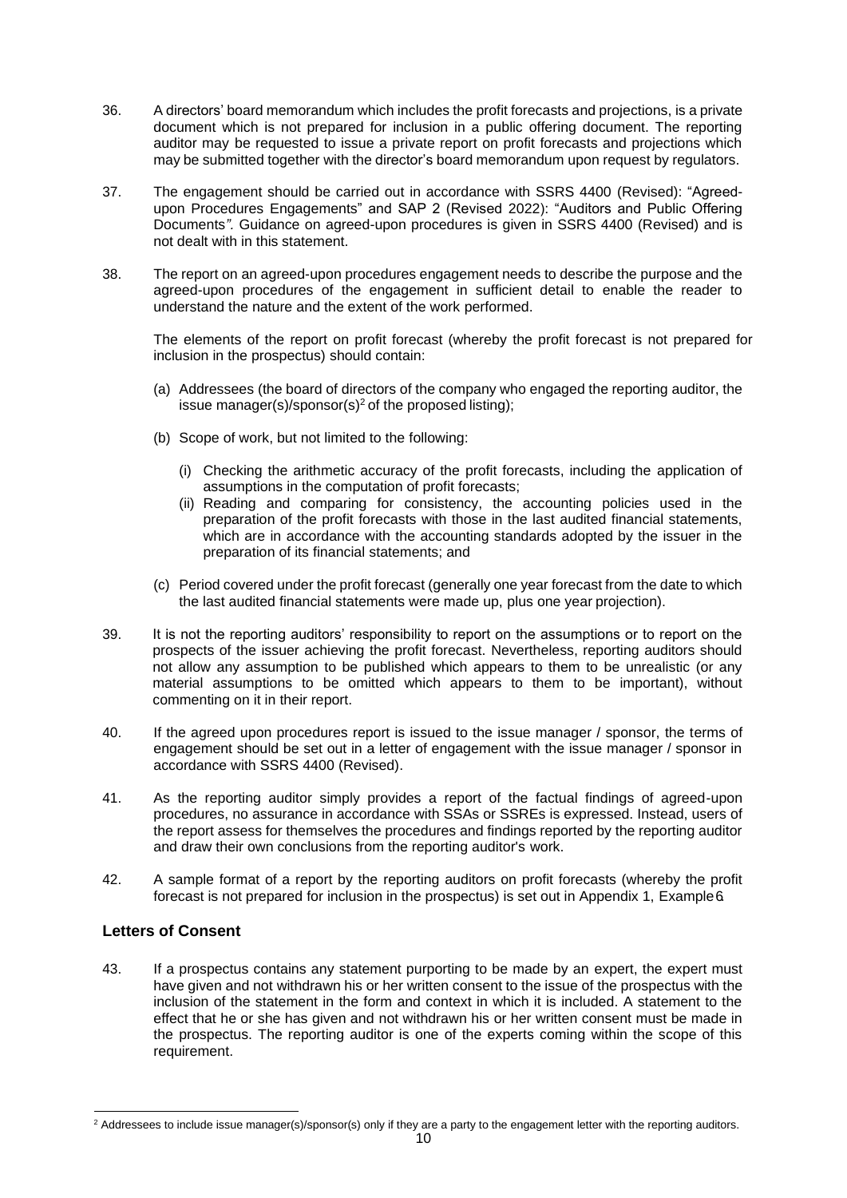36. A directors' board memorandum which includes the profit forecasts and projections, is a private document which is not prepared for inclusion in a public offering document. The reporting auditor may be requested to issue a private report on profit forecasts and projections which may be submitted together with the director's board memorandum upon request by regulators.

37. The engagement should be carried out in accordance with SSRS 4400 (Revised): "Agreed-upon Procedures Engagements" and SAP 2 (Revised 2022): "Auditors and Public Offering Documents". Guidance on agreed-upon procedures is given in SSRS 4400 (Revised) and is not dealt with in this statement.

38. The report on an agreed-upon procedures engagement needs to describe the purpose and the agreed-upon procedures of the engagement in sufficient detail to enable the reader to understand the nature and the extent of the work performed.

    The elements of the report on profit forecast (whereby the profit forecast is not prepared for inclusion in the prospectus) should contain:

    (a) Addressees (the board of directors of the company who engaged the reporting auditor, the issue manager(s)/sponsor(s)[2] of the proposed listing);

    (b) Scope of work, but not limited to the following:

    (i) Checking the arithmetic accuracy of the profit forecasts, including the application of assumptions in the computation of profit forecasts;
    (ii) Reading and comparing for consistency, the accounting policies used in the preparation of the profit forecasts with those in the last audited financial statements, which are in accordance with the accounting standards adopted by the issuer in the preparation of its financial statements; and

    (c) Period covered under the profit forecast (generally one year forecast from the date to which the last audited financial statements were made up, plus one year projection).

39. It is not the reporting auditors' responsibility to report on the assumptions or to report on the prospects of the issuer achieving the profit forecast. Nevertheless, reporting auditors should not allow any assumption to be published which appears to them to be unrealistic (or any material assumptions to be omitted which appears to them to be important), without commenting on it in their report.

40. If the agreed upon procedures report is issued to the issue manager / sponsor, the terms of engagement should be set out in a letter of engagement with the issue manager / sponsor in accordance with SSRS 4400 (Revised).

41. As the reporting auditor simply provides a report of the factual findings of agreed-upon procedures, no assurance in accordance with SSAs or SSREs is expressed. Instead, users of the report assess for themselves the procedures and findings reported by the reporting auditor and draw their own conclusions from the reporting auditor's work.

42. A sample format of a report by the reporting auditors on profit forecasts (whereby the profit forecast is not prepared for inclusion in the prospectus) is set out in Appendix 1, Example 6.

## Letters of Consent

43. If a prospectus contains any statement purporting to be made by an expert, the expert must have given and not withdrawn his or her written consent to the issue of the prospectus with the inclusion of the statement in the form and context in which it is included. A statement to the effect that he or she has given and not withdrawn his or her written consent must be made in the prospectus. The reporting auditor is one of the experts coming within the scope of this requirement.

[2] Addressees to include issue manager(s)/sponsor(s) only if they are a party to the engagement letter with the reporting auditors.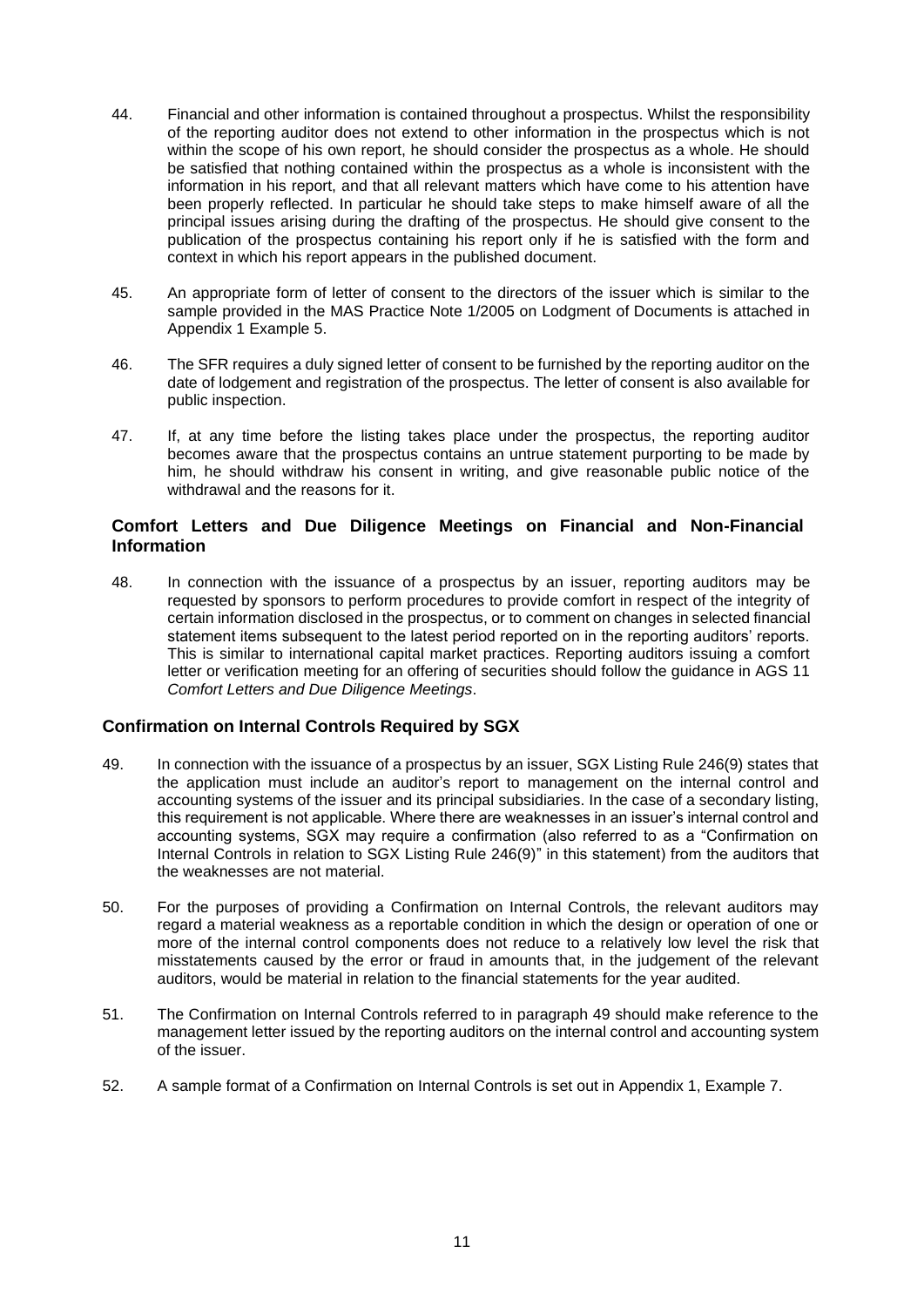44. Financial and other information is contained throughout a prospectus. Whilst the responsibility of the reporting auditor does not extend to other information in the prospectus which is not within the scope of his own report, he should consider the prospectus as a whole. He should be satisfied that nothing contained within the prospectus as a whole is inconsistent with the information in his report, and that all relevant matters which have come to his attention have been properly reflected. In particular he should take steps to make himself aware of all the principal issues arising during the drafting of the prospectus. He should give consent to the publication of the prospectus containing his report only if he is satisfied with the form and context in which his report appears in the published document.

45. An appropriate form of letter of consent to the directors of the issuer which is similar to the sample provided in the MAS Practice Note 1/2005 on Lodgment of Documents is attached in Appendix 1 Example 5.

46. The SFR requires a duly signed letter of consent to be furnished by the reporting auditor on the date of lodgement and registration of the prospectus. The letter of consent is also available for public inspection.

47. If, at any time before the listing takes place under the prospectus, the reporting auditor becomes aware that the prospectus contains an untrue statement purporting to be made by him, he should withdraw his consent in writing, and give reasonable public notice of the withdrawal and the reasons for it.

### Comfort Letters and Due Diligence Meetings on Financial and Non-Financial Information

48. In connection with the issuance of a prospectus by an issuer, reporting auditors may be requested by sponsors to perform procedures to provide comfort in respect of the integrity of certain information disclosed in the prospectus, or to comment on changes in selected financial statement items subsequent to the latest period reported on in the reporting auditors' reports. This is similar to international capital market practices. Reporting auditors issuing a comfort letter or verification meeting for an offering of securities should follow the guidance in AGS 11 *Comfort Letters and Due Diligence Meetings*.

### Confirmation on Internal Controls Required by SGX

49. In connection with the issuance of a prospectus by an issuer, SGX Listing Rule 246(9) states that the application must include an auditor's report to management on the internal control and accounting systems of the issuer and its principal subsidiaries. In the case of a secondary listing, this requirement is not applicable. Where there are weaknesses in an issuer's internal control and accounting systems, SGX may require a confirmation (also referred to as a "Confirmation on Internal Controls in relation to SGX Listing Rule 246(9)" in this statement) from the auditors that the weaknesses are not material.

50. For the purposes of providing a Confirmation on Internal Controls, the relevant auditors may regard a material weakness as a reportable condition in which the design or operation of one or more of the internal control components does not reduce to a relatively low level the risk that misstatements caused by the error or fraud in amounts that, in the judgement of the relevant auditors, would be material in relation to the financial statements for the year audited.

51. The Confirmation on Internal Controls referred to in paragraph 49 should make reference to the management letter issued by the reporting auditors on the internal control and accounting system of the issuer.

52. A sample format of a Confirmation on Internal Controls is set out in Appendix 1, Example 7.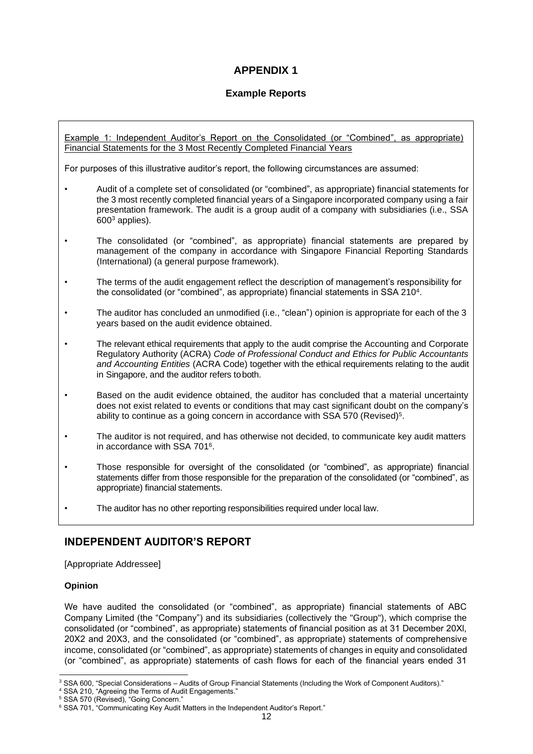# APPENDIX 1

## Example Reports

Example 1: Independent Auditor's Report on the Consolidated (or "Combined", as appropriate) Financial Statements for the 3 Most Recently Completed Financial Years

For purposes of this illustrative auditor's report, the following circumstances are assumed:

- Audit of a complete set of consolidated (or "combined", as appropriate) financial statements for the 3 most recently completed financial years of a Singapore incorporated company using a fair presentation framework. The audit is a group audit of a company with subsidiaries (i.e., SSA 600[3] applies).
- The consolidated (or "combined", as appropriate) financial statements are prepared by management of the company in accordance with Singapore Financial Reporting Standards (International) (a general purpose framework).
- The terms of the audit engagement reflect the description of management's responsibility for the consolidated (or "combined", as appropriate) financial statements in SSA 210[4].
- The auditor has concluded an unmodified (i.e., "clean") opinion is appropriate for each of the 3 years based on the audit evidence obtained.
- The relevant ethical requirements that apply to the audit comprise the Accounting and Corporate Regulatory Authority (ACRA) *Code of Professional Conduct and Ethics for Public Accountants and Accounting Entities* (ACRA Code) together with the ethical requirements relating to the audit in Singapore, and the auditor refers to both.
- Based on the audit evidence obtained, the auditor has concluded that a material uncertainty does not exist related to events or conditions that may cast significant doubt on the company's ability to continue as a going concern in accordance with SSA 570 (Revised)[5].
- The auditor is not required, and has otherwise not decided, to communicate key audit matters in accordance with SSA 701[6].
- Those responsible for oversight of the consolidated (or "combined", as appropriate) financial statements differ from those responsible for the preparation of the consolidated (or "combined", as appropriate) financial statements.
- The auditor has no other reporting responsibilities required under local law.

## INDEPENDENT AUDITOR'S REPORT

[Appropriate Addressee]

**Opinion**

We have audited the consolidated (or "combined", as appropriate) financial statements of ABC Company Limited (the "Company") and its subsidiaries (collectively the "Group"), which comprise the consolidated (or "combined", as appropriate) statements of financial position as at 31 December 20Xl, 20X2 and 20X3, and the consolidated (or "combined", as appropriate) statements of comprehensive income, consolidated (or "combined", as appropriate) statements of changes in equity and consolidated (or "combined", as appropriate) statements of cash flows for each of the financial years ended 31

---

[3] SSA 600, "Special Considerations – Audits of Group Financial Statements (Including the Work of Component Auditors)."

[4] SSA 210, "Agreeing the Terms of Audit Engagements."

[5] SSA 570 (Revised), "Going Concern."

[6] SSA 701, "Communicating Key Audit Matters in the Independent Auditor's Report."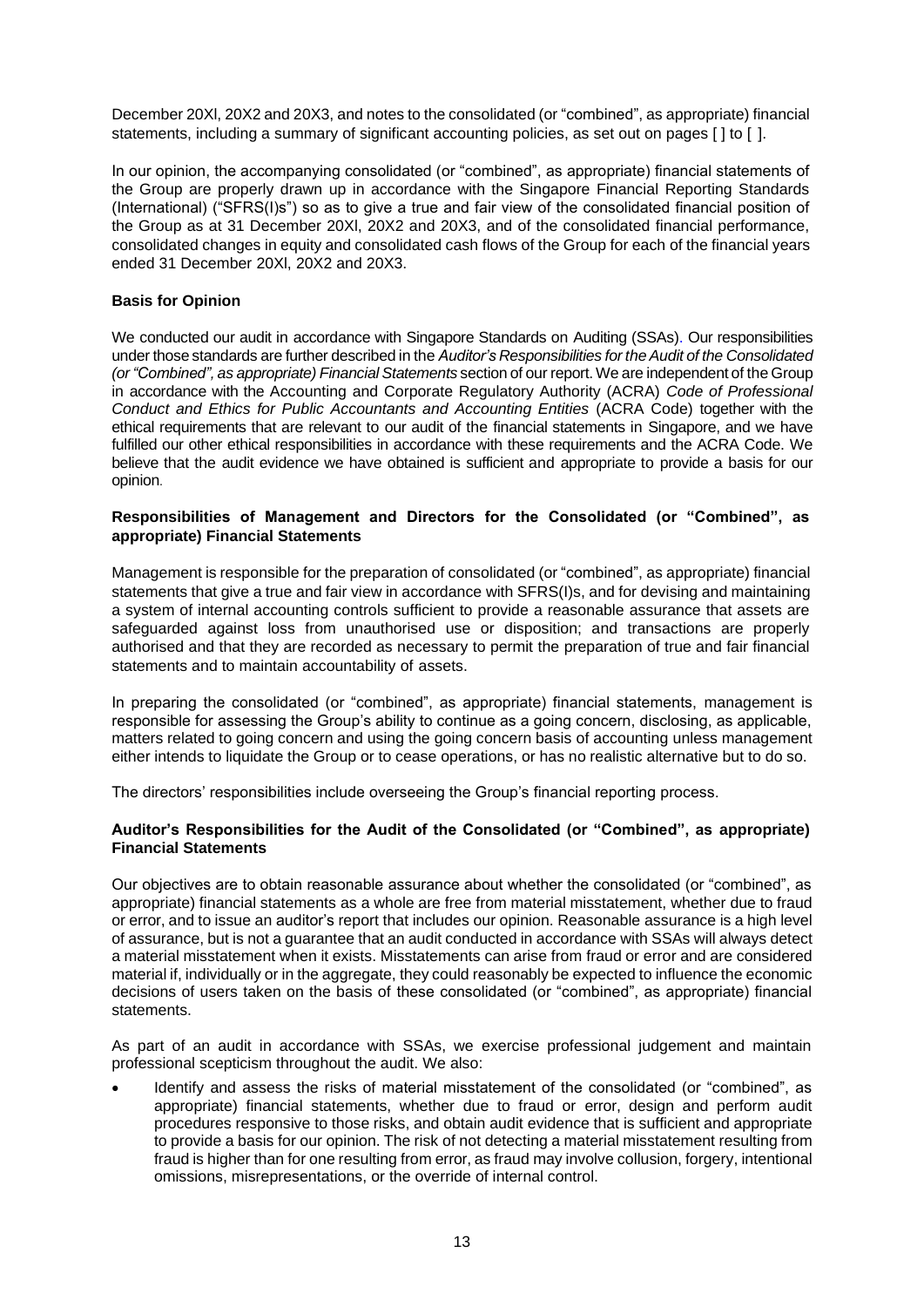December 20Xl, 20X2 and 20X3, and notes to the consolidated (or "combined", as appropriate) financial statements, including a summary of significant accounting policies, as set out on pages [ ] to [ ].

In our opinion, the accompanying consolidated (or "combined", as appropriate) financial statements of the Group are properly drawn up in accordance with the Singapore Financial Reporting Standards (International) ("SFRS(I)s") so as to give a true and fair view of the consolidated financial position of the Group as at 31 December 20Xl, 20X2 and 20X3, and of the consolidated financial performance, consolidated changes in equity and consolidated cash flows of the Group for each of the financial years ended 31 December 20Xl, 20X2 and 20X3.

**Basis for Opinion**

We conducted our audit in accordance with Singapore Standards on Auditing (SSAs). Our responsibilities under those standards are further described in the *Auditor's Responsibilities for the Audit of the Consolidated (or "Combined", as appropriate) Financial Statements* section of our report. We are independent of the Group in accordance with the Accounting and Corporate Regulatory Authority (ACRA) *Code of Professional Conduct and Ethics for Public Accountants and Accounting Entities* (ACRA Code) together with the ethical requirements that are relevant to our audit of the financial statements in Singapore, and we have fulfilled our other ethical responsibilities in accordance with these requirements and the ACRA Code. We believe that the audit evidence we have obtained is sufficient and appropriate to provide a basis for our opinion.

**Responsibilities of Management and Directors for the Consolidated (or "Combined", as appropriate) Financial Statements**

Management is responsible for the preparation of consolidated (or "combined", as appropriate) financial statements that give a true and fair view in accordance with SFRS(I)s, and for devising and maintaining a system of internal accounting controls sufficient to provide a reasonable assurance that assets are safeguarded against loss from unauthorised use or disposition; and transactions are properly authorised and that they are recorded as necessary to permit the preparation of true and fair financial statements and to maintain accountability of assets.

In preparing the consolidated (or "combined", as appropriate) financial statements, management is responsible for assessing the Group's ability to continue as a going concern, disclosing, as applicable, matters related to going concern and using the going concern basis of accounting unless management either intends to liquidate the Group or to cease operations, or has no realistic alternative but to do so.

The directors' responsibilities include overseeing the Group's financial reporting process.

**Auditor's Responsibilities for the Audit of the Consolidated (or "Combined", as appropriate) Financial Statements**

Our objectives are to obtain reasonable assurance about whether the consolidated (or "combined", as appropriate) financial statements as a whole are free from material misstatement, whether due to fraud or error, and to issue an auditor's report that includes our opinion. Reasonable assurance is a high level of assurance, but is not a guarantee that an audit conducted in accordance with SSAs will always detect a material misstatement when it exists. Misstatements can arise from fraud or error and are considered material if, individually or in the aggregate, they could reasonably be expected to influence the economic decisions of users taken on the basis of these consolidated (or "combined", as appropriate) financial statements.

As part of an audit in accordance with SSAs, we exercise professional judgement and maintain professional scepticism throughout the audit. We also:

- Identify and assess the risks of material misstatement of the consolidated (or "combined", as appropriate) financial statements, whether due to fraud or error, design and perform audit procedures responsive to those risks, and obtain audit evidence that is sufficient and appropriate to provide a basis for our opinion. The risk of not detecting a material misstatement resulting from fraud is higher than for one resulting from error, as fraud may involve collusion, forgery, intentional omissions, misrepresentations, or the override of internal control.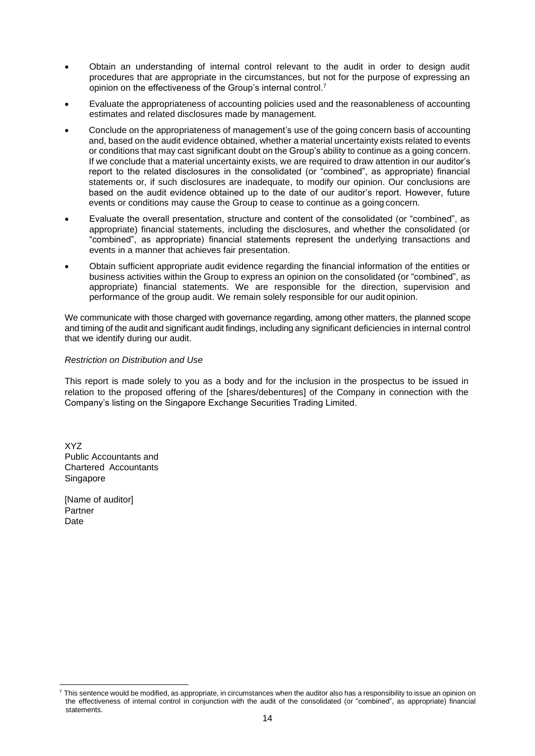- Obtain an understanding of internal control relevant to the audit in order to design audit procedures that are appropriate in the circumstances, but not for the purpose of expressing an opinion on the effectiveness of the Group's internal control.[7]
- Evaluate the appropriateness of accounting policies used and the reasonableness of accounting estimates and related disclosures made by management.
- Conclude on the appropriateness of management's use of the going concern basis of accounting and, based on the audit evidence obtained, whether a material uncertainty exists related to events or conditions that may cast significant doubt on the Group's ability to continue as a going concern. If we conclude that a material uncertainty exists, we are required to draw attention in our auditor's report to the related disclosures in the consolidated (or "combined", as appropriate) financial statements or, if such disclosures are inadequate, to modify our opinion. Our conclusions are based on the audit evidence obtained up to the date of our auditor's report. However, future events or conditions may cause the Group to cease to continue as a going concern.
- Evaluate the overall presentation, structure and content of the consolidated (or "combined", as appropriate) financial statements, including the disclosures, and whether the consolidated (or "combined", as appropriate) financial statements represent the underlying transactions and events in a manner that achieves fair presentation.
- Obtain sufficient appropriate audit evidence regarding the financial information of the entities or business activities within the Group to express an opinion on the consolidated (or "combined", as appropriate) financial statements. We are responsible for the direction, supervision and performance of the group audit. We remain solely responsible for our audit opinion.

We communicate with those charged with governance regarding, among other matters, the planned scope and timing of the audit and significant audit findings, including any significant deficiencies in internal control that we identify during our audit.

*Restriction on Distribution and Use*

This report is made solely to you as a body and for the inclusion in the prospectus to be issued in relation to the proposed offering of the [shares/debentures] of the Company in connection with the Company's listing on the Singapore Exchange Securities Trading Limited.

XYZ
Public Accountants and
Chartered Accountants
Singapore

[Name of auditor]
Partner
Date

---

[7] This sentence would be modified, as appropriate, in circumstances when the auditor also has a responsibility to issue an opinion on the effectiveness of internal control in conjunction with the audit of the consolidated (or "combined", as appropriate) financial statements.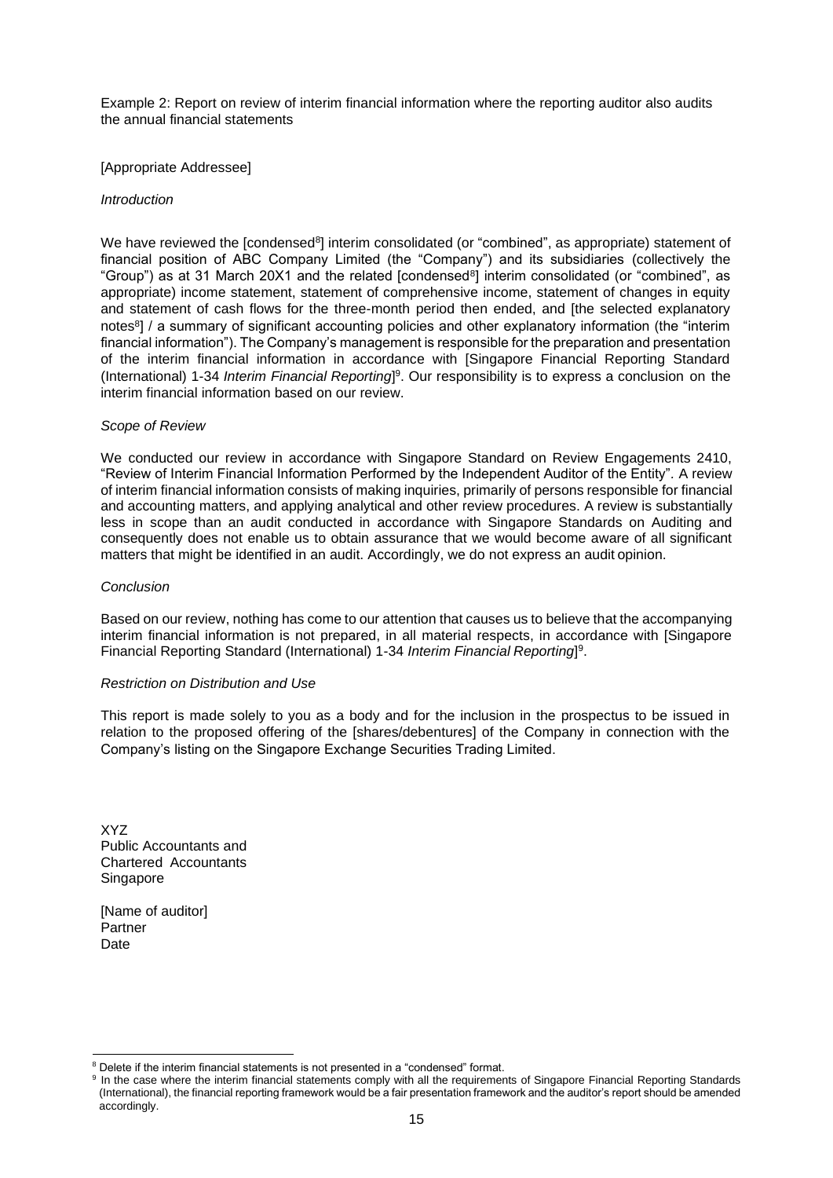Example 2: Report on review of interim financial information where the reporting auditor also audits the annual financial statements

[Appropriate Addressee]

*Introduction*

We have reviewed the [condensed[8]] interim consolidated (or "combined", as appropriate) statement of financial position of ABC Company Limited (the "Company") and its subsidiaries (collectively the "Group") as at 31 March 20X1 and the related [condensed[8]] interim consolidated (or "combined", as appropriate) income statement, statement of comprehensive income, statement of changes in equity and statement of cash flows for the three-month period then ended, and [the selected explanatory notes[8]] / a summary of significant accounting policies and other explanatory information (the "interim financial information"). The Company's management is responsible for the preparation and presentation of the interim financial information in accordance with [Singapore Financial Reporting Standard (International) 1-34 *Interim Financial Reporting*][9]. Our responsibility is to express a conclusion on the interim financial information based on our review.

*Scope of Review*

We conducted our review in accordance with Singapore Standard on Review Engagements 2410, "Review of Interim Financial Information Performed by the Independent Auditor of the Entity". A review of interim financial information consists of making inquiries, primarily of persons responsible for financial and accounting matters, and applying analytical and other review procedures. A review is substantially less in scope than an audit conducted in accordance with Singapore Standards on Auditing and consequently does not enable us to obtain assurance that we would become aware of all significant matters that might be identified in an audit. Accordingly, we do not express an audit opinion.

*Conclusion*

Based on our review, nothing has come to our attention that causes us to believe that the accompanying interim financial information is not prepared, in all material respects, in accordance with [Singapore Financial Reporting Standard (International) 1-34 *Interim Financial Reporting*][9].

*Restriction on Distribution and Use*

This report is made solely to you as a body and for the inclusion in the prospectus to be issued in relation to the proposed offering of the [shares/debentures] of the Company in connection with the Company's listing on the Singapore Exchange Securities Trading Limited.

XYZ
Public Accountants and
Chartered Accountants
Singapore

[Name of auditor]
Partner
Date

---

[8] Delete if the interim financial statements is not presented in a "condensed" format.

[9] In the case where the interim financial statements comply with all the requirements of Singapore Financial Reporting Standards (International), the financial reporting framework would be a fair presentation framework and the auditor's report should be amended accordingly.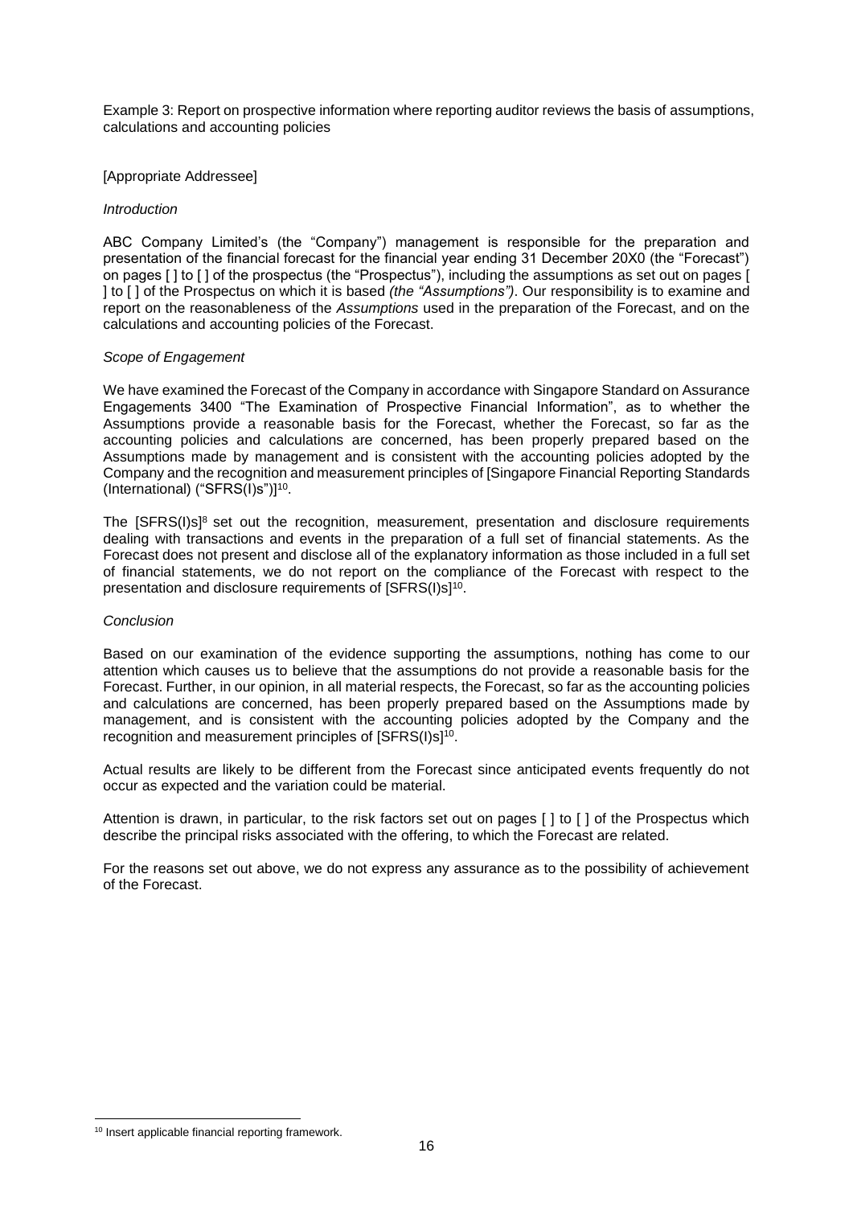Example 3: Report on prospective information where reporting auditor reviews the basis of assumptions, calculations and accounting policies

[Appropriate Addressee]

*Introduction*

ABC Company Limited's (the "Company") management is responsible for the preparation and presentation of the financial forecast for the financial year ending 31 December 20X0 (the "Forecast") on pages [ ] to [ ] of the prospectus (the "Prospectus"), including the assumptions as set out on pages [ ] to [ ] of the Prospectus on which it is based *(the "Assumptions")*. Our responsibility is to examine and report on the reasonableness of the *Assumptions* used in the preparation of the Forecast, and on the calculations and accounting policies of the Forecast.

*Scope of Engagement*

We have examined the Forecast of the Company in accordance with Singapore Standard on Assurance Engagements 3400 "The Examination of Prospective Financial Information", as to whether the Assumptions provide a reasonable basis for the Forecast, whether the Forecast, so far as the accounting policies and calculations are concerned, has been properly prepared based on the Assumptions made by management and is consistent with the accounting policies adopted by the Company and the recognition and measurement principles of [Singapore Financial Reporting Standards (International) ("SFRS(I)s")][10].

The [SFRS(I)s][8] set out the recognition, measurement, presentation and disclosure requirements dealing with transactions and events in the preparation of a full set of financial statements. As the Forecast does not present and disclose all of the explanatory information as those included in a full set of financial statements, we do not report on the compliance of the Forecast with respect to the presentation and disclosure requirements of [SFRS(I)s][10].

*Conclusion*

Based on our examination of the evidence supporting the assumptions, nothing has come to our attention which causes us to believe that the assumptions do not provide a reasonable basis for the Forecast. Further, in our opinion, in all material respects, the Forecast, so far as the accounting policies and calculations are concerned, has been properly prepared based on the Assumptions made by management, and is consistent with the accounting policies adopted by the Company and the recognition and measurement principles of [SFRS(I)s][10].

Actual results are likely to be different from the Forecast since anticipated events frequently do not occur as expected and the variation could be material.

Attention is drawn, in particular, to the risk factors set out on pages [ ] to [ ] of the Prospectus which describe the principal risks associated with the offering, to which the Forecast are related.

For the reasons set out above, we do not express any assurance as to the possibility of achievement of the Forecast.

---

[10] Insert applicable financial reporting framework.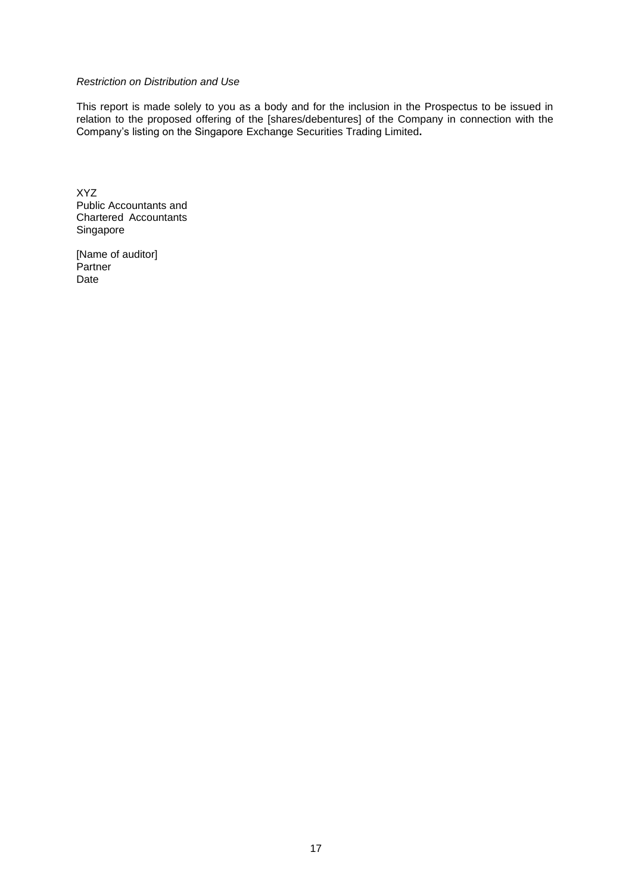*Restriction on Distribution and Use*

This report is made solely to you as a body and for the inclusion in the Prospectus to be issued in relation to the proposed offering of the [shares/debentures] of the Company in connection with the Company's listing on the Singapore Exchange Securities Trading Limited**.**

XYZ
Public Accountants and
Chartered Accountants
Singapore

[Name of auditor]
Partner
Date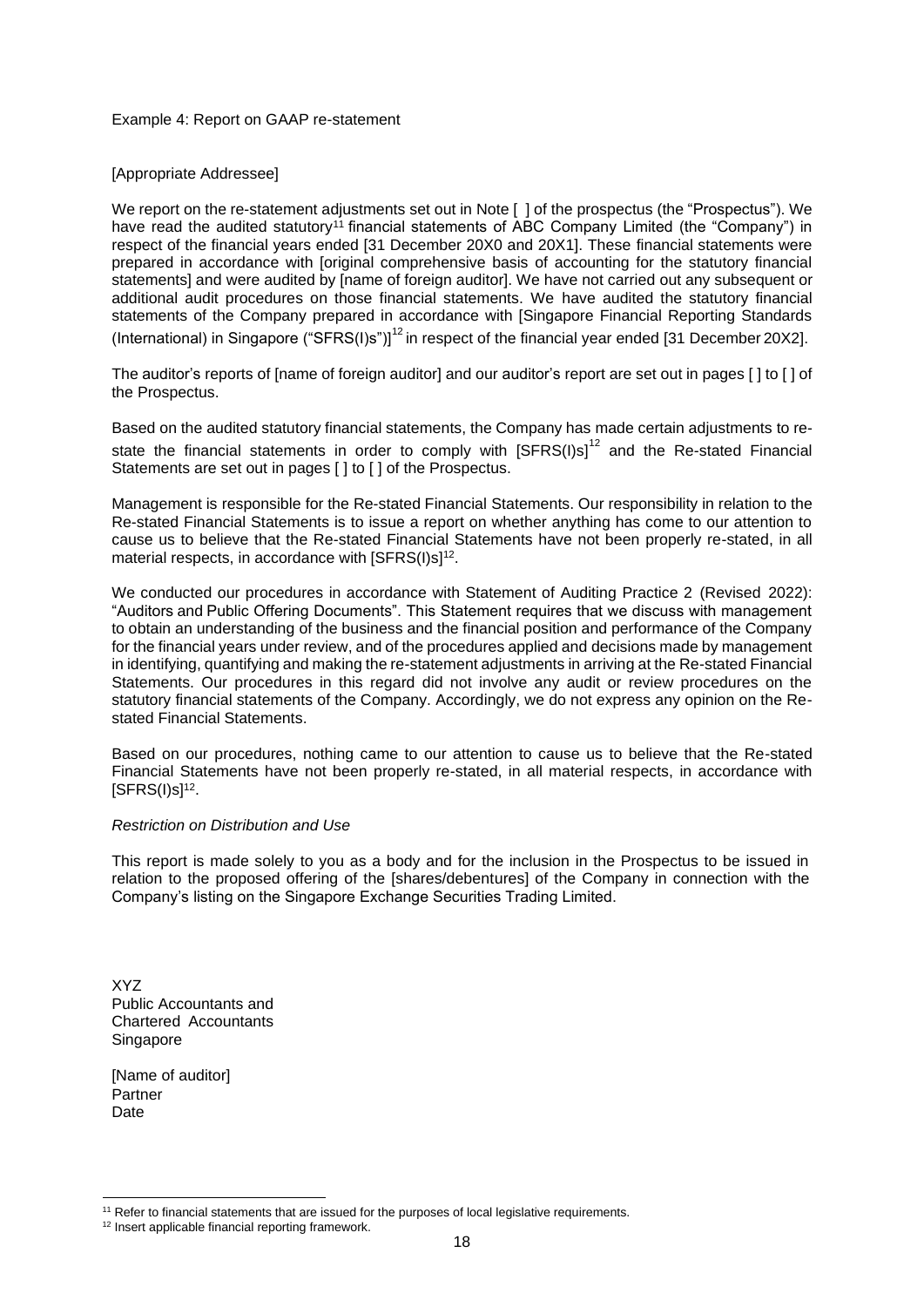Example 4: Report on GAAP re-statement

[Appropriate Addressee]

We report on the re-statement adjustments set out in Note [ ] of the prospectus (the "Prospectus"). We have read the audited statutory[11] financial statements of ABC Company Limited (the "Company") in respect of the financial years ended [31 December 20X0 and 20X1]. These financial statements were prepared in accordance with [original comprehensive basis of accounting for the statutory financial statements] and were audited by [name of foreign auditor]. We have not carried out any subsequent or additional audit procedures on those financial statements. We have audited the statutory financial statements of the Company prepared in accordance with [Singapore Financial Reporting Standards (International) in Singapore ("SFRS(I)s")][12] in respect of the financial year ended [31 December 20X2].

The auditor's reports of [name of foreign auditor] and our auditor's report are set out in pages [ ] to [ ] of the Prospectus.

Based on the audited statutory financial statements, the Company has made certain adjustments to re-state the financial statements in order to comply with [SFRS(I)s][12] and the Re-stated Financial Statements are set out in pages [ ] to [ ] of the Prospectus.

Management is responsible for the Re-stated Financial Statements. Our responsibility in relation to the Re-stated Financial Statements is to issue a report on whether anything has come to our attention to cause us to believe that the Re-stated Financial Statements have not been properly re-stated, in all material respects, in accordance with [SFRS(I)s][12].

We conducted our procedures in accordance with Statement of Auditing Practice 2 (Revised 2022): "Auditors and Public Offering Documents". This Statement requires that we discuss with management to obtain an understanding of the business and the financial position and performance of the Company for the financial years under review, and of the procedures applied and decisions made by management in identifying, quantifying and making the re-statement adjustments in arriving at the Re-stated Financial Statements. Our procedures in this regard did not involve any audit or review procedures on the statutory financial statements of the Company. Accordingly, we do not express any opinion on the Re-stated Financial Statements.

Based on our procedures, nothing came to our attention to cause us to believe that the Re-stated Financial Statements have not been properly re-stated, in all material respects, in accordance with [SFRS(I)s][12].

*Restriction on Distribution and Use*

This report is made solely to you as a body and for the inclusion in the Prospectus to be issued in relation to the proposed offering of the [shares/debentures] of the Company in connection with the Company's listing on the Singapore Exchange Securities Trading Limited.

XYZ
Public Accountants and
Chartered Accountants
Singapore

[Name of auditor]
Partner
Date

---

[11] Refer to financial statements that are issued for the purposes of local legislative requirements.

[12] Insert applicable financial reporting framework.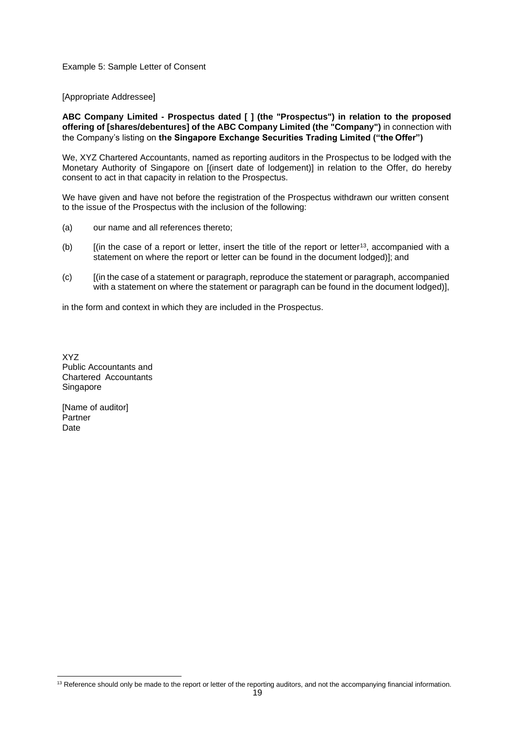Example 5: Sample Letter of Consent

[Appropriate Addressee]

**ABC Company Limited - Prospectus dated [ ] (the "Prospectus") in relation to the proposed offering of [shares/debentures] of the ABC Company Limited (the "Company")** in connection with the Company's listing on **the Singapore Exchange Securities Trading Limited ("the Offer")**

We, XYZ Chartered Accountants, named as reporting auditors in the Prospectus to be lodged with the Monetary Authority of Singapore on [(insert date of lodgement)] in relation to the Offer, do hereby consent to act in that capacity in relation to the Prospectus.

We have given and have not before the registration of the Prospectus withdrawn our written consent to the issue of the Prospectus with the inclusion of the following:

(a) our name and all references thereto;

(b) [(in the case of a report or letter, insert the title of the report or letter[13], accompanied with a statement on where the report or letter can be found in the document lodged)]; and

(c) [(in the case of a statement or paragraph, reproduce the statement or paragraph, accompanied with a statement on where the statement or paragraph can be found in the document lodged)],

in the form and context in which they are included in the Prospectus.

XYZ
Public Accountants and
Chartered Accountants
Singapore

[Name of auditor]
Partner
Date

[13] Reference should only be made to the report or letter of the reporting auditors, and not the accompanying financial information.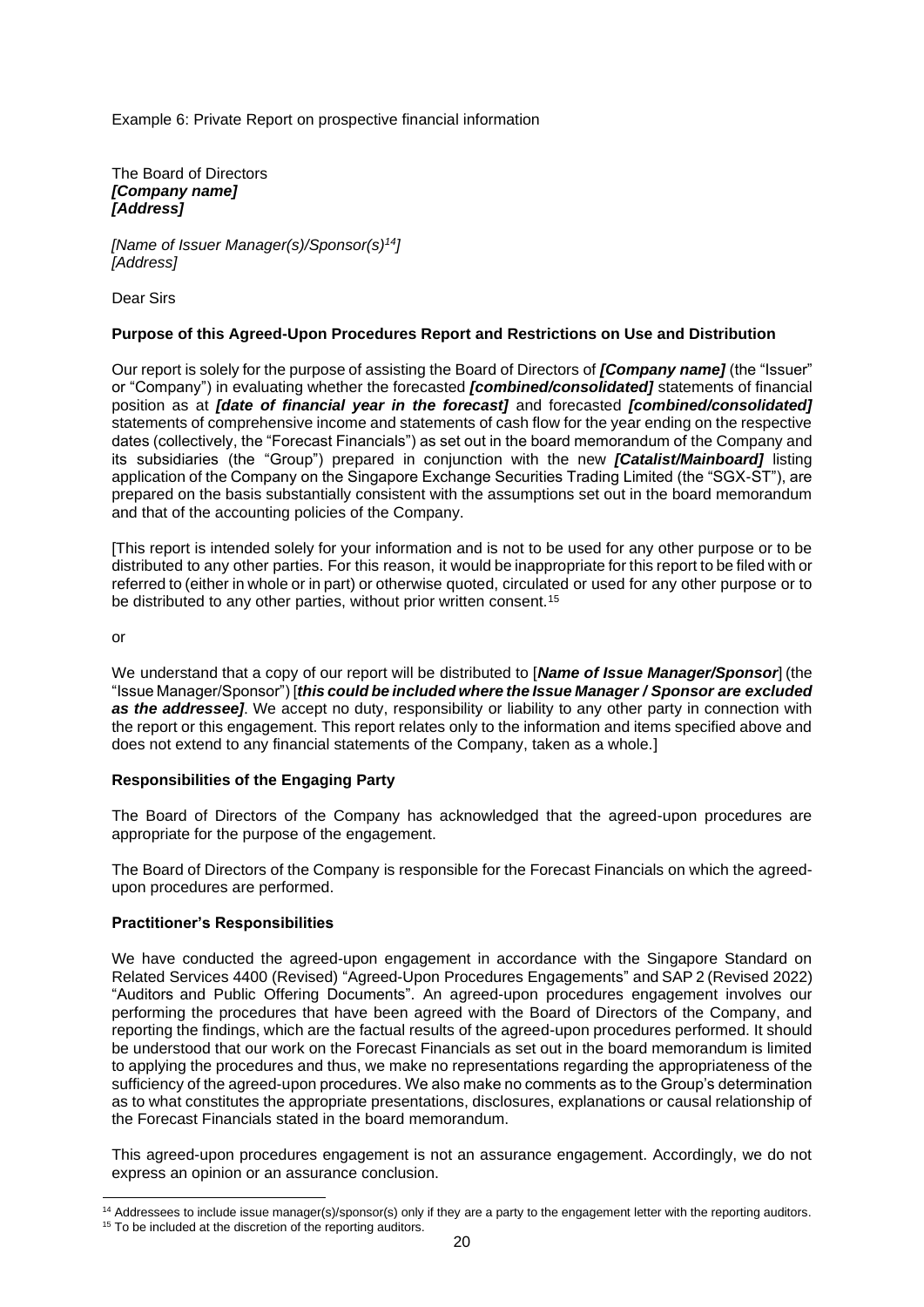Example 6: Private Report on prospective financial information

The Board of Directors
***[Company name]***
***[Address]***

*[Name of Issuer Manager(s)/Sponsor(s)[14]]*
*[Address]*

Dear Sirs

**Purpose of this Agreed-Upon Procedures Report and Restrictions on Use and Distribution**

Our report is solely for the purpose of assisting the Board of Directors of ***[Company name]*** (the "Issuer" or "Company") in evaluating whether the forecasted ***[combined/consolidated]*** statements of financial position as at ***[date of financial year in the forecast]*** and forecasted ***[combined/consolidated]*** statements of comprehensive income and statements of cash flow for the year ending on the respective dates (collectively, the "Forecast Financials") as set out in the board memorandum of the Company and its subsidiaries (the "Group") prepared in conjunction with the new ***[Catalist/Mainboard]*** listing application of the Company on the Singapore Exchange Securities Trading Limited (the "SGX-ST"), are prepared on the basis substantially consistent with the assumptions set out in the board memorandum and that of the accounting policies of the Company.

[This report is intended solely for your information and is not to be used for any other purpose or to be distributed to any other parties. For this reason, it would be inappropriate for this report to be filed with or referred to (either in whole or in part) or otherwise quoted, circulated or used for any other purpose or to be distributed to any other parties, without prior written consent.[15]

or

We understand that a copy of our report will be distributed to [***Name of Issue Manager/Sponsor***] (the "Issue Manager/Sponsor") [***this could be included where the Issue Manager / Sponsor are excluded as the addressee]***. We accept no duty, responsibility or liability to any other party in connection with the report or this engagement. This report relates only to the information and items specified above and does not extend to any financial statements of the Company, taken as a whole.]

**Responsibilities of the Engaging Party**

The Board of Directors of the Company has acknowledged that the agreed-upon procedures are appropriate for the purpose of the engagement.

The Board of Directors of the Company is responsible for the Forecast Financials on which the agreed-upon procedures are performed.

**Practitioner's Responsibilities**

We have conducted the agreed-upon engagement in accordance with the Singapore Standard on Related Services 4400 (Revised) "Agreed-Upon Procedures Engagements" and SAP 2 (Revised 2022) "Auditors and Public Offering Documents". An agreed-upon procedures engagement involves our performing the procedures that have been agreed with the Board of Directors of the Company, and reporting the findings, which are the factual results of the agreed-upon procedures performed. It should be understood that our work on the Forecast Financials as set out in the board memorandum is limited to applying the procedures and thus, we make no representations regarding the appropriateness of the sufficiency of the agreed-upon procedures. We also make no comments as to the Group's determination as to what constitutes the appropriate presentations, disclosures, explanations or causal relationship of the Forecast Financials stated in the board memorandum.

This agreed-upon procedures engagement is not an assurance engagement. Accordingly, we do not express an opinion or an assurance conclusion.

---

[14] Addressees to include issue manager(s)/sponsor(s) only if they are a party to the engagement letter with the reporting auditors.

[15] To be included at the discretion of the reporting auditors.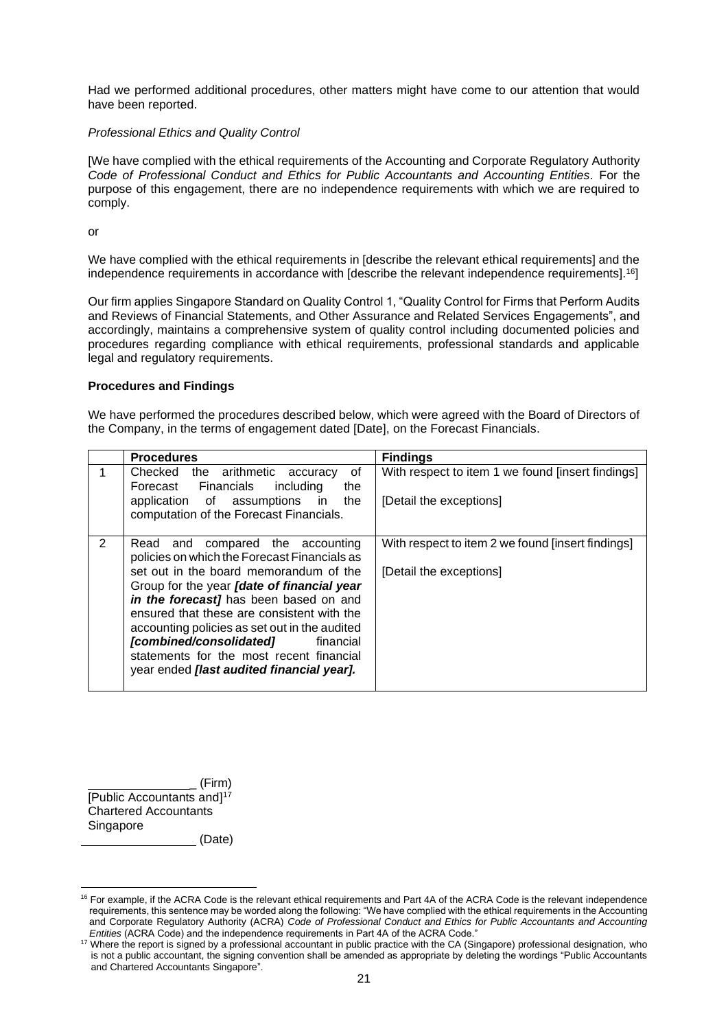Had we performed additional procedures, other matters might have come to our attention that would have been reported.

*Professional Ethics and Quality Control*

[We have complied with the ethical requirements of the Accounting and Corporate Regulatory Authority *Code of Professional Conduct and Ethics for Public Accountants and Accounting Entities*. For the purpose of this engagement, there are no independence requirements with which we are required to comply.

or

We have complied with the ethical requirements in [describe the relevant ethical requirements] and the independence requirements in accordance with [describe the relevant independence requirements].[16]]

Our firm applies Singapore Standard on Quality Control 1, "Quality Control for Firms that Perform Audits and Reviews of Financial Statements, and Other Assurance and Related Services Engagements", and accordingly, maintains a comprehensive system of quality control including documented policies and procedures regarding compliance with ethical requirements, professional standards and applicable legal and regulatory requirements.

**Procedures and Findings**

We have performed the procedures described below, which were agreed with the Board of Directors of the Company, in the terms of engagement dated [Date], on the Forecast Financials.

| | **Procedures** | **Findings** |
|---|---|---|
| 1 | Checked the arithmetic accuracy of Forecast Financials including the application of assumptions in the computation of the Forecast Financials. | With respect to item 1 we found [insert findings]<br><br>[Detail the exceptions] |
| 2 | Read and compared the accounting policies on which the Forecast Financials as set out in the board memorandum of the Group for the year ***[date of financial year in the forecast]*** has been based on and ensured that these are consistent with the accounting policies as set out in the audited ***[combined/consolidated]*** financial statements for the most recent financial year ended ***[last audited financial year].*** | With respect to item 2 we found [insert findings]<br><br>[Detail the exceptions] |

_______________ (Firm)
[Public Accountants and][17]
Chartered Accountants
Singapore
_______________ (Date)

[16] For example, if the ACRA Code is the relevant ethical requirements and Part 4A of the ACRA Code is the relevant independence requirements, this sentence may be worded along the following: "We have complied with the ethical requirements in the Accounting and Corporate Regulatory Authority (ACRA) *Code of Professional Conduct and Ethics for Public Accountants and Accounting Entities* (ACRA Code) and the independence requirements in Part 4A of the ACRA Code."

[17] Where the report is signed by a professional accountant in public practice with the CA (Singapore) professional designation, who is not a public accountant, the signing convention shall be amended as appropriate by deleting the wordings "Public Accountants and Chartered Accountants Singapore".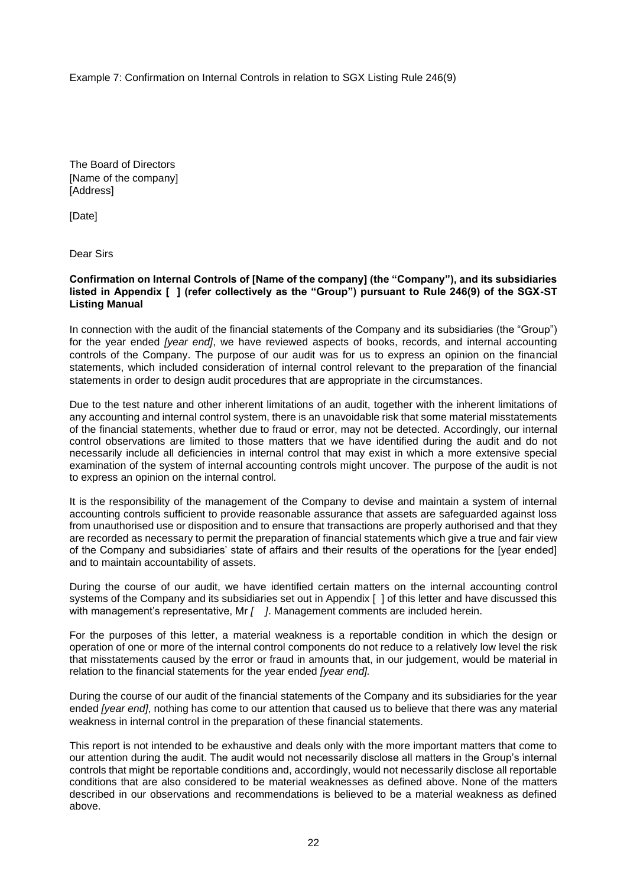Example 7: Confirmation on Internal Controls in relation to SGX Listing Rule 246(9)

The Board of Directors
[Name of the company]
[Address]

[Date]

Dear Sirs

**Confirmation on Internal Controls of [Name of the company] (the "Company"), and its subsidiaries listed in Appendix [ ] (refer collectively as the "Group") pursuant to Rule 246(9) of the SGX-ST Listing Manual**

In connection with the audit of the financial statements of the Company and its subsidiaries (the "Group") for the year ended *[year end]*, we have reviewed aspects of books, records, and internal accounting controls of the Company. The purpose of our audit was for us to express an opinion on the financial statements, which included consideration of internal control relevant to the preparation of the financial statements in order to design audit procedures that are appropriate in the circumstances.

Due to the test nature and other inherent limitations of an audit, together with the inherent limitations of any accounting and internal control system, there is an unavoidable risk that some material misstatements of the financial statements, whether due to fraud or error, may not be detected. Accordingly, our internal control observations are limited to those matters that we have identified during the audit and do not necessarily include all deficiencies in internal control that may exist in which a more extensive special examination of the system of internal accounting controls might uncover. The purpose of the audit is not to express an opinion on the internal control.

It is the responsibility of the management of the Company to devise and maintain a system of internal accounting controls sufficient to provide reasonable assurance that assets are safeguarded against loss from unauthorised use or disposition and to ensure that transactions are properly authorised and that they are recorded as necessary to permit the preparation of financial statements which give a true and fair view of the Company and subsidiaries' state of affairs and their results of the operations for the [year ended] and to maintain accountability of assets.

During the course of our audit, we have identified certain matters on the internal accounting control systems of the Company and its subsidiaries set out in Appendix [ ] of this letter and have discussed this with management's representative, Mr *[ ]*. Management comments are included herein.

For the purposes of this letter, a material weakness is a reportable condition in which the design or operation of one or more of the internal control components do not reduce to a relatively low level the risk that misstatements caused by the error or fraud in amounts that, in our judgement, would be material in relation to the financial statements for the year ended *[year end].*

During the course of our audit of the financial statements of the Company and its subsidiaries for the year ended *[year end]*, nothing has come to our attention that caused us to believe that there was any material weakness in internal control in the preparation of these financial statements.

This report is not intended to be exhaustive and deals only with the more important matters that come to our attention during the audit. The audit would not necessarily disclose all matters in the Group's internal controls that might be reportable conditions and, accordingly, would not necessarily disclose all reportable conditions that are also considered to be material weaknesses as defined above. None of the matters described in our observations and recommendations is believed to be a material weakness as defined above.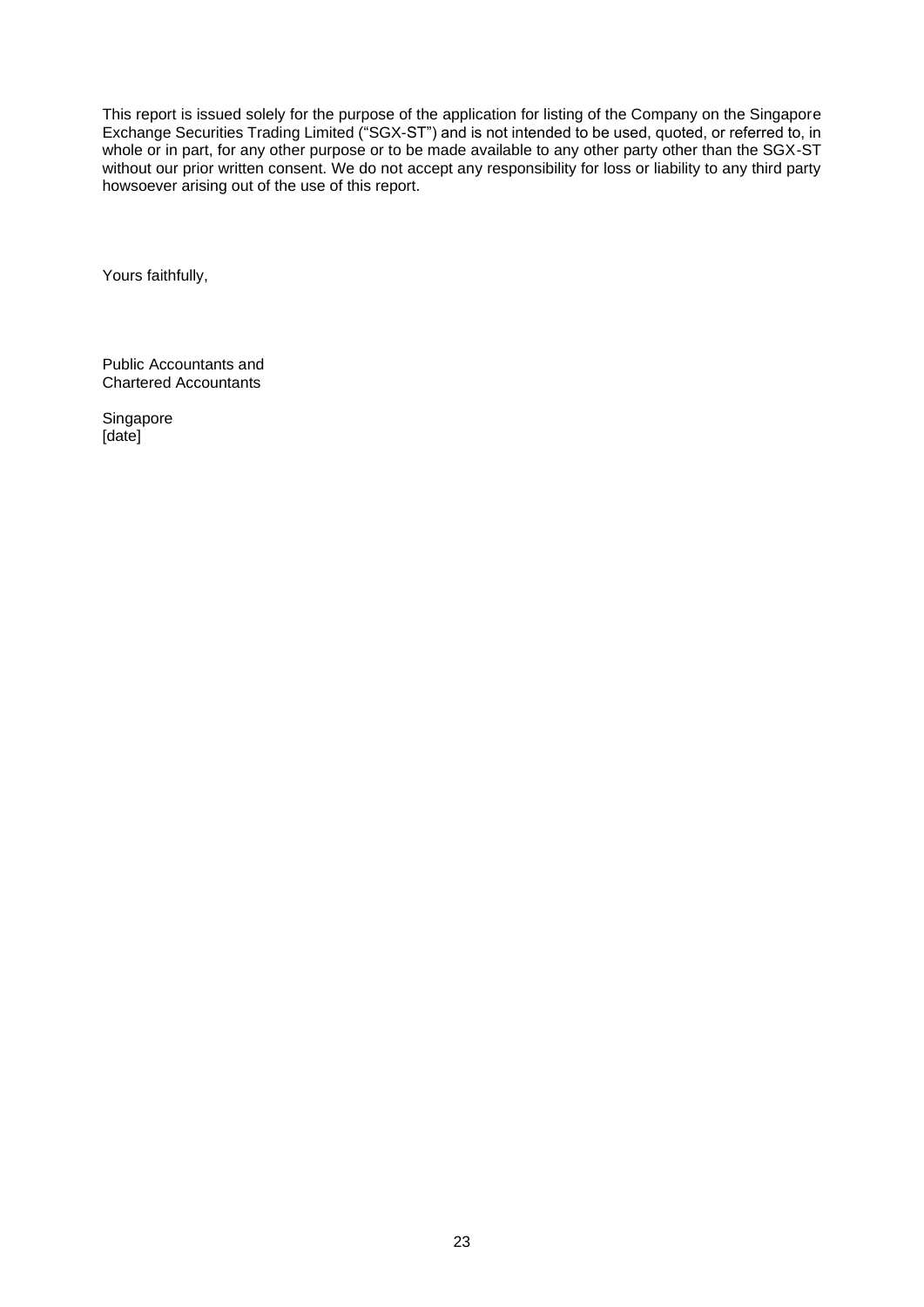This report is issued solely for the purpose of the application for listing of the Company on the Singapore Exchange Securities Trading Limited ("SGX-ST") and is not intended to be used, quoted, or referred to, in whole or in part, for any other purpose or to be made available to any other party other than the SGX-ST without our prior written consent. We do not accept any responsibility for loss or liability to any third party howsoever arising out of the use of this report.

Yours faithfully,

Public Accountants and
Chartered Accountants

Singapore
[date]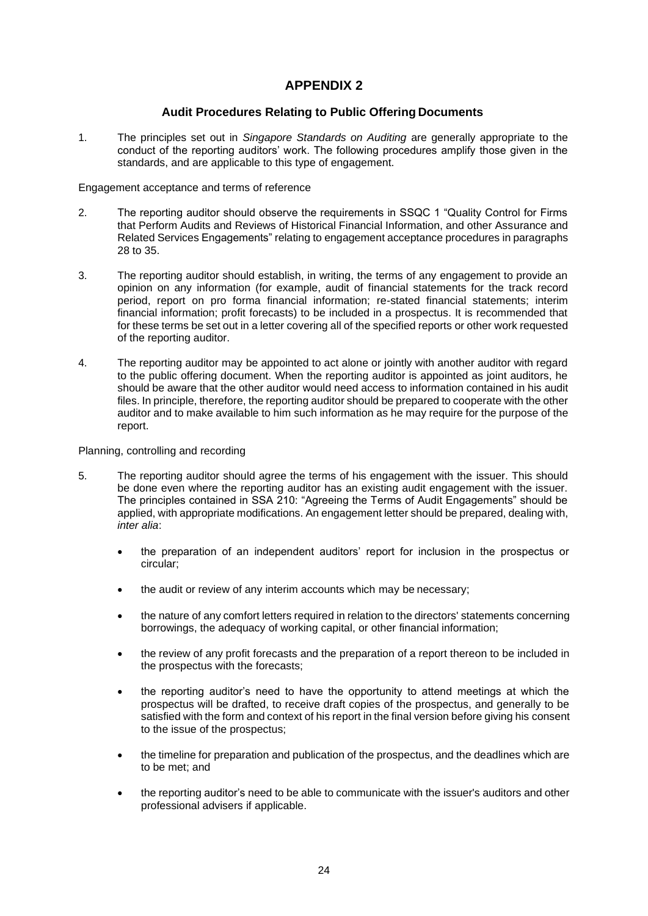# APPENDIX 2

## Audit Procedures Relating to Public Offering Documents

1. The principles set out in *Singapore Standards on Auditing* are generally appropriate to the conduct of the reporting auditors' work. The following procedures amplify those given in the standards, and are applicable to this type of engagement.

Engagement acceptance and terms of reference

2. The reporting auditor should observe the requirements in SSQC 1 "Quality Control for Firms that Perform Audits and Reviews of Historical Financial Information, and other Assurance and Related Services Engagements" relating to engagement acceptance procedures in paragraphs 28 to 35.

3. The reporting auditor should establish, in writing, the terms of any engagement to provide an opinion on any information (for example, audit of financial statements for the track record period, report on pro forma financial information; re-stated financial statements; interim financial information; profit forecasts) to be included in a prospectus. It is recommended that for these terms be set out in a letter covering all of the specified reports or other work requested of the reporting auditor.

4. The reporting auditor may be appointed to act alone or jointly with another auditor with regard to the public offering document. When the reporting auditor is appointed as joint auditors, he should be aware that the other auditor would need access to information contained in his audit files. In principle, therefore, the reporting auditor should be prepared to cooperate with the other auditor and to make available to him such information as he may require for the purpose of the report.

Planning, controlling and recording

5. The reporting auditor should agree the terms of his engagement with the issuer. This should be done even where the reporting auditor has an existing audit engagement with the issuer. The principles contained in SSA 210: "Agreeing the Terms of Audit Engagements" should be applied, with appropriate modifications. An engagement letter should be prepared, dealing with, *inter alia*:

   - the preparation of an independent auditors' report for inclusion in the prospectus or circular;
   - the audit or review of any interim accounts which may be necessary;
   - the nature of any comfort letters required in relation to the directors' statements concerning borrowings, the adequacy of working capital, or other financial information;
   - the review of any profit forecasts and the preparation of a report thereon to be included in the prospectus with the forecasts;
   - the reporting auditor's need to have the opportunity to attend meetings at which the prospectus will be drafted, to receive draft copies of the prospectus, and generally to be satisfied with the form and context of his report in the final version before giving his consent to the issue of the prospectus;
   - the timeline for preparation and publication of the prospectus, and the deadlines which are to be met; and
   - the reporting auditor's need to be able to communicate with the issuer's auditors and other professional advisers if applicable.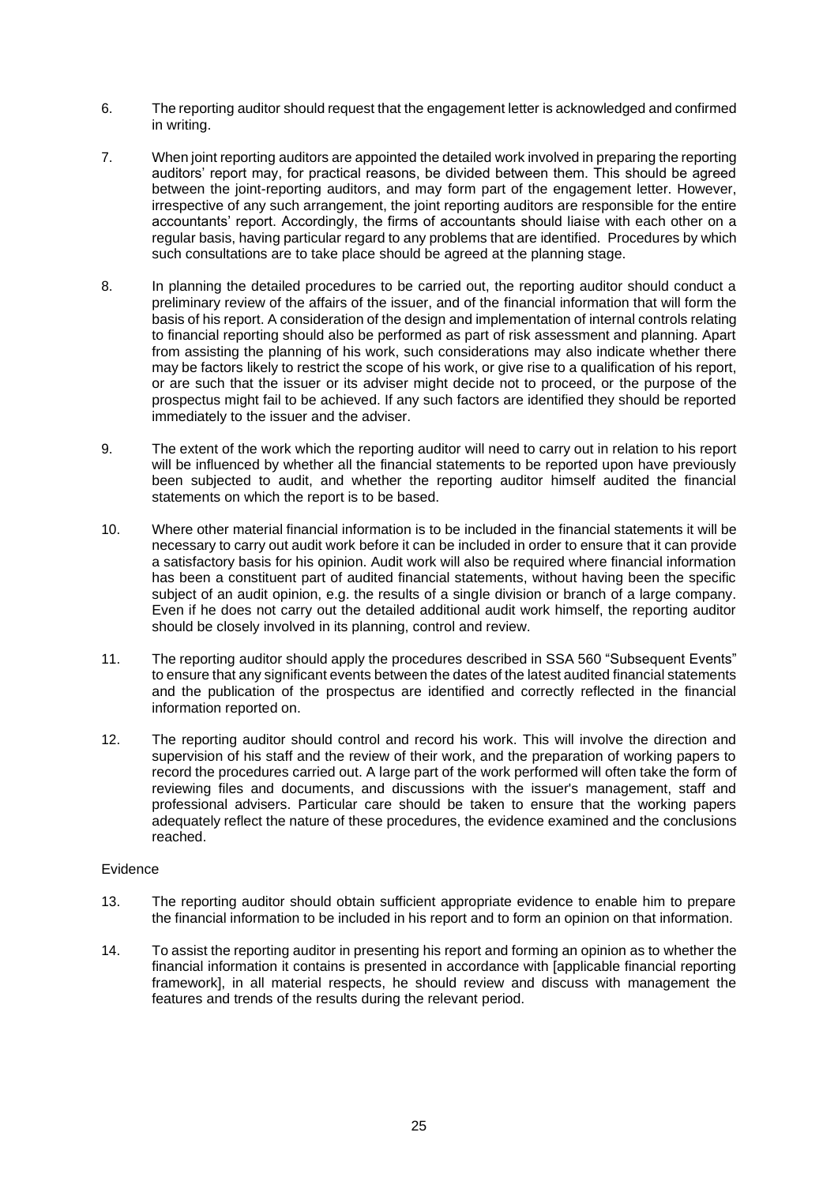6. The reporting auditor should request that the engagement letter is acknowledged and confirmed in writing.

7. When joint reporting auditors are appointed the detailed work involved in preparing the reporting auditors' report may, for practical reasons, be divided between them. This should be agreed between the joint-reporting auditors, and may form part of the engagement letter. However, irrespective of any such arrangement, the joint reporting auditors are responsible for the entire accountants' report. Accordingly, the firms of accountants should liaise with each other on a regular basis, having particular regard to any problems that are identified. Procedures by which such consultations are to take place should be agreed at the planning stage.

8. In planning the detailed procedures to be carried out, the reporting auditor should conduct a preliminary review of the affairs of the issuer, and of the financial information that will form the basis of his report. A consideration of the design and implementation of internal controls relating to financial reporting should also be performed as part of risk assessment and planning. Apart from assisting the planning of his work, such considerations may also indicate whether there may be factors likely to restrict the scope of his work, or give rise to a qualification of his report, or are such that the issuer or its adviser might decide not to proceed, or the purpose of the prospectus might fail to be achieved. If any such factors are identified they should be reported immediately to the issuer and the adviser.

9. The extent of the work which the reporting auditor will need to carry out in relation to his report will be influenced by whether all the financial statements to be reported upon have previously been subjected to audit, and whether the reporting auditor himself audited the financial statements on which the report is to be based.

10. Where other material financial information is to be included in the financial statements it will be necessary to carry out audit work before it can be included in order to ensure that it can provide a satisfactory basis for his opinion. Audit work will also be required where financial information has been a constituent part of audited financial statements, without having been the specific subject of an audit opinion, e.g. the results of a single division or branch of a large company. Even if he does not carry out the detailed additional audit work himself, the reporting auditor should be closely involved in its planning, control and review.

11. The reporting auditor should apply the procedures described in SSA 560 "Subsequent Events" to ensure that any significant events between the dates of the latest audited financial statements and the publication of the prospectus are identified and correctly reflected in the financial information reported on.

12. The reporting auditor should control and record his work. This will involve the direction and supervision of his staff and the review of their work, and the preparation of working papers to record the procedures carried out. A large part of the work performed will often take the form of reviewing files and documents, and discussions with the issuer's management, staff and professional advisers. Particular care should be taken to ensure that the working papers adequately reflect the nature of these procedures, the evidence examined and the conclusions reached.

Evidence

13. The reporting auditor should obtain sufficient appropriate evidence to enable him to prepare the financial information to be included in his report and to form an opinion on that information.

14. To assist the reporting auditor in presenting his report and forming an opinion as to whether the financial information it contains is presented in accordance with [applicable financial reporting framework], in all material respects, he should review and discuss with management the features and trends of the results during the relevant period.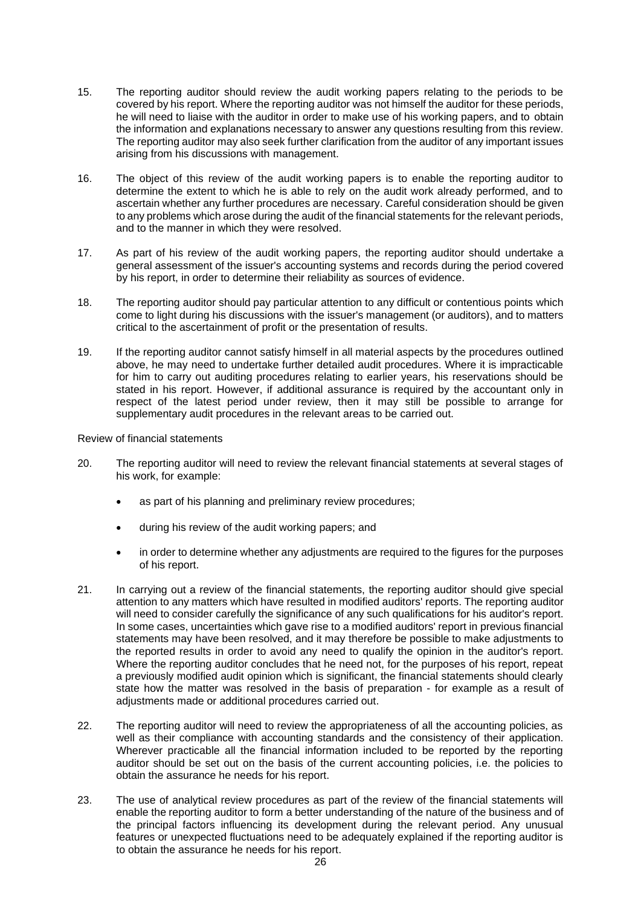15. The reporting auditor should review the audit working papers relating to the periods to be covered by his report. Where the reporting auditor was not himself the auditor for these periods, he will need to liaise with the auditor in order to make use of his working papers, and to obtain the information and explanations necessary to answer any questions resulting from this review. The reporting auditor may also seek further clarification from the auditor of any important issues arising from his discussions with management.

16. The object of this review of the audit working papers is to enable the reporting auditor to determine the extent to which he is able to rely on the audit work already performed, and to ascertain whether any further procedures are necessary. Careful consideration should be given to any problems which arose during the audit of the financial statements for the relevant periods, and to the manner in which they were resolved.

17. As part of his review of the audit working papers, the reporting auditor should undertake a general assessment of the issuer's accounting systems and records during the period covered by his report, in order to determine their reliability as sources of evidence.

18. The reporting auditor should pay particular attention to any difficult or contentious points which come to light during his discussions with the issuer's management (or auditors), and to matters critical to the ascertainment of profit or the presentation of results.

19. If the reporting auditor cannot satisfy himself in all material aspects by the procedures outlined above, he may need to undertake further detailed audit procedures. Where it is impracticable for him to carry out auditing procedures relating to earlier years, his reservations should be stated in his report. However, if additional assurance is required by the accountant only in respect of the latest period under review, then it may still be possible to arrange for supplementary audit procedures in the relevant areas to be carried out.

Review of financial statements

20. The reporting auditor will need to review the relevant financial statements at several stages of his work, for example:

    - as part of his planning and preliminary review procedures;
    - during his review of the audit working papers; and
    - in order to determine whether any adjustments are required to the figures for the purposes of his report.

21. In carrying out a review of the financial statements, the reporting auditor should give special attention to any matters which have resulted in modified auditors' reports. The reporting auditor will need to consider carefully the significance of any such qualifications for his auditor's report. In some cases, uncertainties which gave rise to a modified auditors' report in previous financial statements may have been resolved, and it may therefore be possible to make adjustments to the reported results in order to avoid any need to qualify the opinion in the auditor's report. Where the reporting auditor concludes that he need not, for the purposes of his report, repeat a previously modified audit opinion which is significant, the financial statements should clearly state how the matter was resolved in the basis of preparation - for example as a result of adjustments made or additional procedures carried out.

22. The reporting auditor will need to review the appropriateness of all the accounting policies, as well as their compliance with accounting standards and the consistency of their application. Wherever practicable all the financial information included to be reported by the reporting auditor should be set out on the basis of the current accounting policies, i.e. the policies to obtain the assurance he needs for his report.

23. The use of analytical review procedures as part of the review of the financial statements will enable the reporting auditor to form a better understanding of the nature of the business and of the principal factors influencing its development during the relevant period. Any unusual features or unexpected fluctuations need to be adequately explained if the reporting auditor is to obtain the assurance he needs for his report.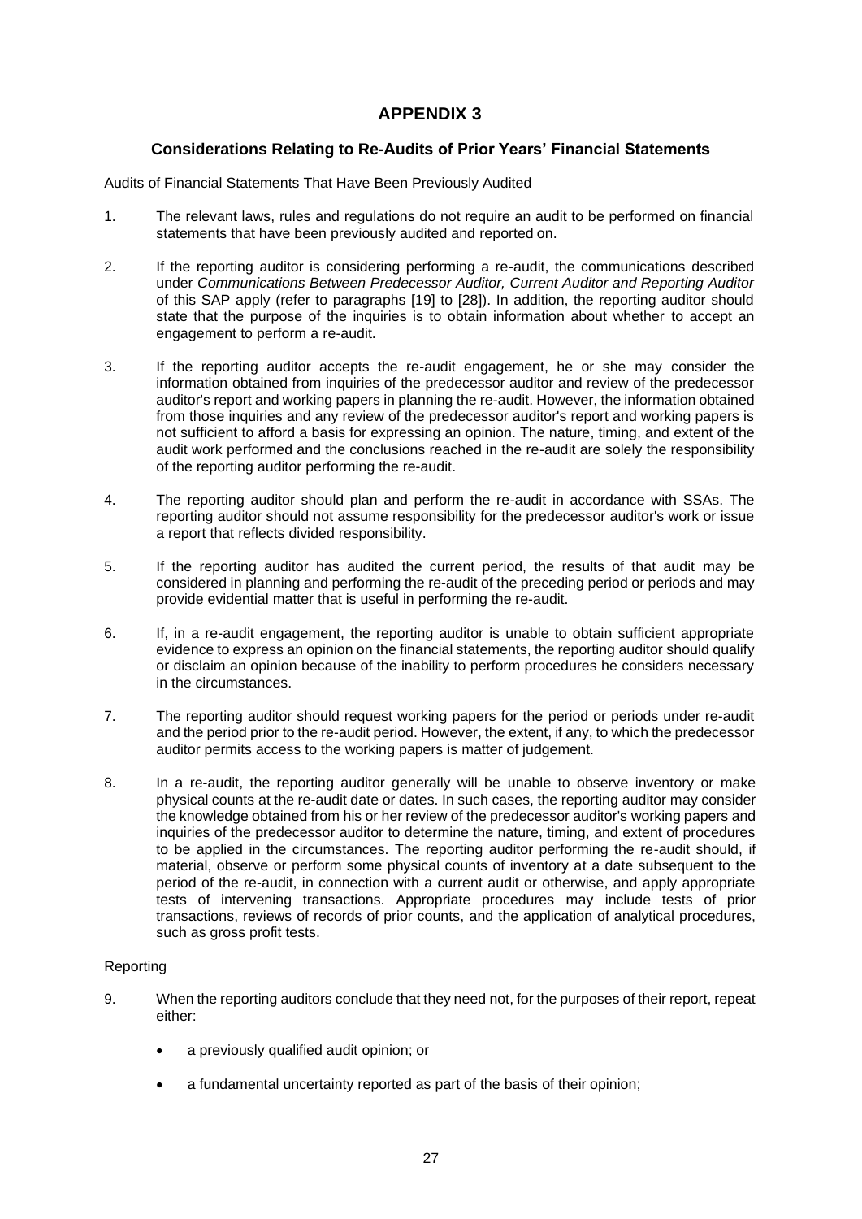# APPENDIX 3

## Considerations Relating to Re-Audits of Prior Years' Financial Statements

Audits of Financial Statements That Have Been Previously Audited

1. The relevant laws, rules and regulations do not require an audit to be performed on financial statements that have been previously audited and reported on.

2. If the reporting auditor is considering performing a re-audit, the communications described under *Communications Between Predecessor Auditor, Current Auditor and Reporting Auditor* of this SAP apply (refer to paragraphs [19] to [28]). In addition, the reporting auditor should state that the purpose of the inquiries is to obtain information about whether to accept an engagement to perform a re-audit.

3. If the reporting auditor accepts the re-audit engagement, he or she may consider the information obtained from inquiries of the predecessor auditor and review of the predecessor auditor's report and working papers in planning the re-audit. However, the information obtained from those inquiries and any review of the predecessor auditor's report and working papers is not sufficient to afford a basis for expressing an opinion. The nature, timing, and extent of the audit work performed and the conclusions reached in the re-audit are solely the responsibility of the reporting auditor performing the re-audit.

4. The reporting auditor should plan and perform the re-audit in accordance with SSAs. The reporting auditor should not assume responsibility for the predecessor auditor's work or issue a report that reflects divided responsibility.

5. If the reporting auditor has audited the current period, the results of that audit may be considered in planning and performing the re-audit of the preceding period or periods and may provide evidential matter that is useful in performing the re-audit.

6. If, in a re-audit engagement, the reporting auditor is unable to obtain sufficient appropriate evidence to express an opinion on the financial statements, the reporting auditor should qualify or disclaim an opinion because of the inability to perform procedures he considers necessary in the circumstances.

7. The reporting auditor should request working papers for the period or periods under re-audit and the period prior to the re-audit period. However, the extent, if any, to which the predecessor auditor permits access to the working papers is matter of judgement.

8. In a re-audit, the reporting auditor generally will be unable to observe inventory or make physical counts at the re-audit date or dates. In such cases, the reporting auditor may consider the knowledge obtained from his or her review of the predecessor auditor's working papers and inquiries of the predecessor auditor to determine the nature, timing, and extent of procedures to be applied in the circumstances. The reporting auditor performing the re-audit should, if material, observe or perform some physical counts of inventory at a date subsequent to the period of the re-audit, in connection with a current audit or otherwise, and apply appropriate tests of intervening transactions. Appropriate procedures may include tests of prior transactions, reviews of records of prior counts, and the application of analytical procedures, such as gross profit tests.

Reporting

9. When the reporting auditors conclude that they need not, for the purposes of their report, repeat either:

   - a previously qualified audit opinion; or
   - a fundamental uncertainty reported as part of the basis of their opinion;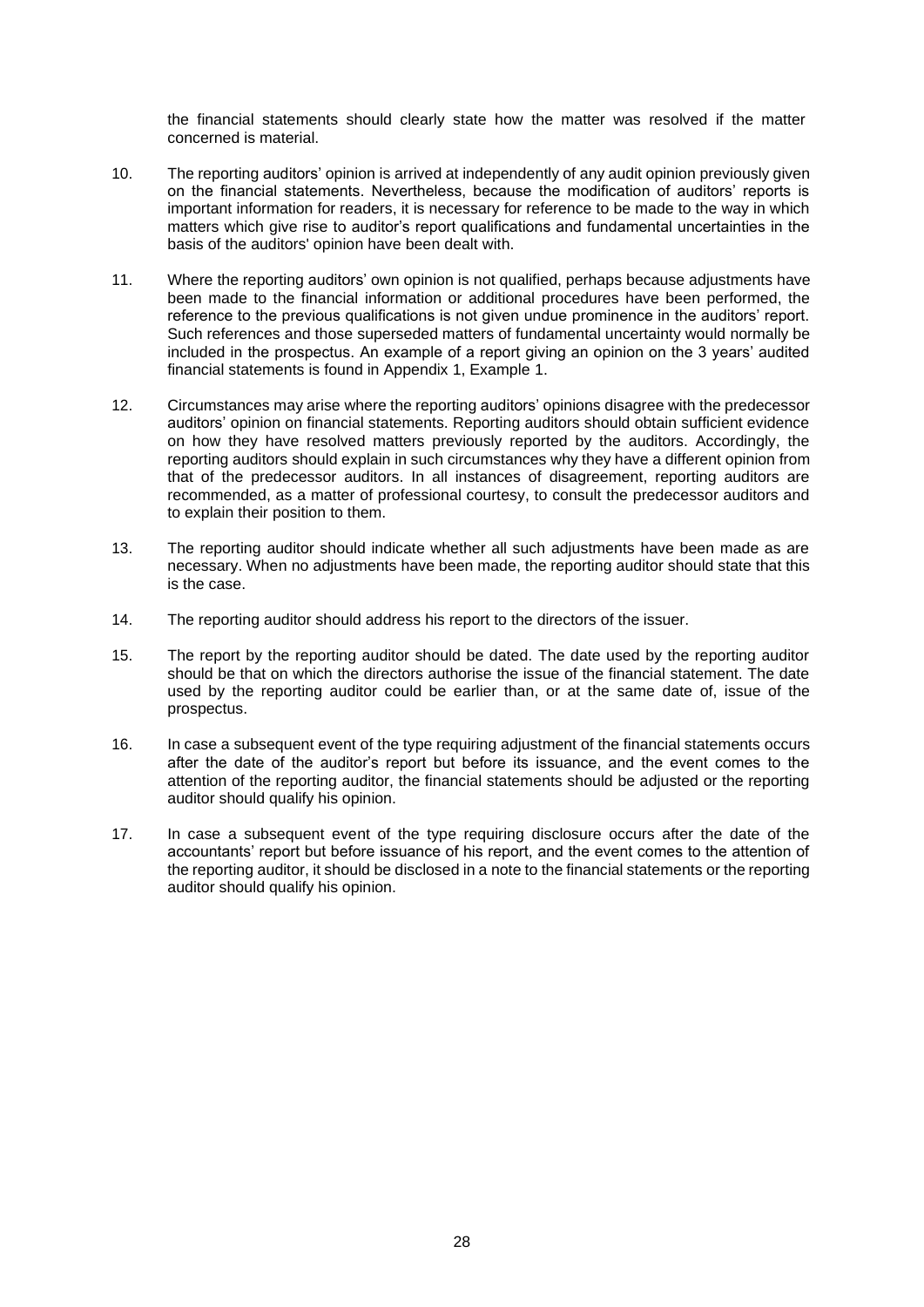the financial statements should clearly state how the matter was resolved if the matter concerned is material.

10. The reporting auditors' opinion is arrived at independently of any audit opinion previously given on the financial statements. Nevertheless, because the modification of auditors' reports is important information for readers, it is necessary for reference to be made to the way in which matters which give rise to auditor's report qualifications and fundamental uncertainties in the basis of the auditors' opinion have been dealt with.

11. Where the reporting auditors' own opinion is not qualified, perhaps because adjustments have been made to the financial information or additional procedures have been performed, the reference to the previous qualifications is not given undue prominence in the auditors' report. Such references and those superseded matters of fundamental uncertainty would normally be included in the prospectus. An example of a report giving an opinion on the 3 years' audited financial statements is found in Appendix 1, Example 1.

12. Circumstances may arise where the reporting auditors' opinions disagree with the predecessor auditors' opinion on financial statements. Reporting auditors should obtain sufficient evidence on how they have resolved matters previously reported by the auditors. Accordingly, the reporting auditors should explain in such circumstances why they have a different opinion from that of the predecessor auditors. In all instances of disagreement, reporting auditors are recommended, as a matter of professional courtesy, to consult the predecessor auditors and to explain their position to them.

13. The reporting auditor should indicate whether all such adjustments have been made as are necessary. When no adjustments have been made, the reporting auditor should state that this is the case.

14. The reporting auditor should address his report to the directors of the issuer.

15. The report by the reporting auditor should be dated. The date used by the reporting auditor should be that on which the directors authorise the issue of the financial statement. The date used by the reporting auditor could be earlier than, or at the same date of, issue of the prospectus.

16. In case a subsequent event of the type requiring adjustment of the financial statements occurs after the date of the auditor's report but before its issuance, and the event comes to the attention of the reporting auditor, the financial statements should be adjusted or the reporting auditor should qualify his opinion.

17. In case a subsequent event of the type requiring disclosure occurs after the date of the accountants' report but before issuance of his report, and the event comes to the attention of the reporting auditor, it should be disclosed in a note to the financial statements or the reporting auditor should qualify his opinion.